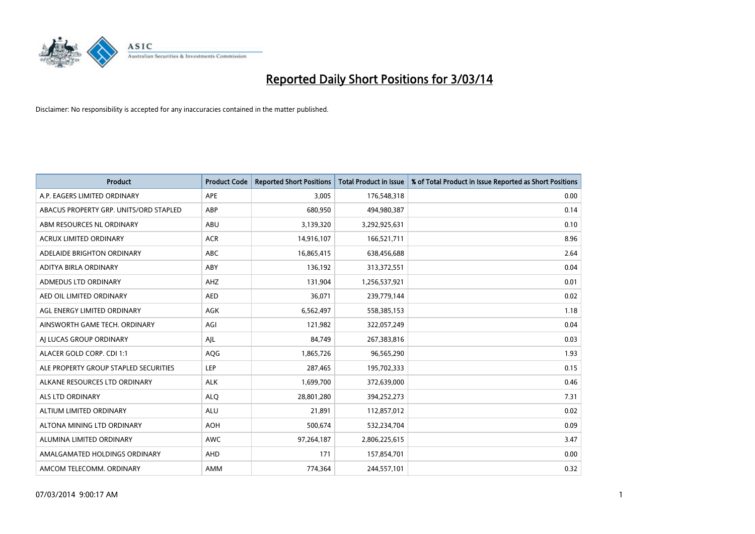# Reported Daily Short Positions for 3/03/14

Disclaimer: No responsibility is accepted for any inaccuracies contained in the matter published.

| Product | Product Code | Reported Short Positions | Total Product in Issue | % of Total Product in Issue Reported as Short Positions |
|---|---|---|---|---|
| A.P. EAGERS LIMITED ORDINARY | APE | 3,005 | 176,548,318 | 0.00 |
| ABACUS PROPERTY GRP. UNITS/ORD STAPLED | ABP | 680,950 | 494,980,387 | 0.14 |
| ABM RESOURCES NL ORDINARY | ABU | 3,139,320 | 3,292,925,631 | 0.10 |
| ACRUX LIMITED ORDINARY | ACR | 14,916,107 | 166,521,711 | 8.96 |
| ADELAIDE BRIGHTON ORDINARY | ABC | 16,865,415 | 638,456,688 | 2.64 |
| ADITYA BIRLA ORDINARY | ABY | 136,192 | 313,372,551 | 0.04 |
| ADMEDUS LTD ORDINARY | AHZ | 131,904 | 1,256,537,921 | 0.01 |
| AED OIL LIMITED ORDINARY | AED | 36,071 | 239,779,144 | 0.02 |
| AGL ENERGY LIMITED ORDINARY | AGK | 6,562,497 | 558,385,153 | 1.18 |
| AINSWORTH GAME TECH. ORDINARY | AGI | 121,982 | 322,057,249 | 0.04 |
| AJ LUCAS GROUP ORDINARY | AJL | 84,749 | 267,383,816 | 0.03 |
| ALACER GOLD CORP. CDI 1:1 | AQG | 1,865,726 | 96,565,290 | 1.93 |
| ALE PROPERTY GROUP STAPLED SECURITIES | LEP | 287,465 | 195,702,333 | 0.15 |
| ALKANE RESOURCES LTD ORDINARY | ALK | 1,699,700 | 372,639,000 | 0.46 |
| ALS LTD ORDINARY | ALQ | 28,801,280 | 394,252,273 | 7.31 |
| ALTIUM LIMITED ORDINARY | ALU | 21,891 | 112,857,012 | 0.02 |
| ALTONA MINING LTD ORDINARY | AOH | 500,674 | 532,234,704 | 0.09 |
| ALUMINA LIMITED ORDINARY | AWC | 97,264,187 | 2,806,225,615 | 3.47 |
| AMALGAMATED HOLDINGS ORDINARY | AHD | 171 | 157,854,701 | 0.00 |
| AMCOM TELECOMM. ORDINARY | AMM | 774,364 | 244,557,101 | 0.32 |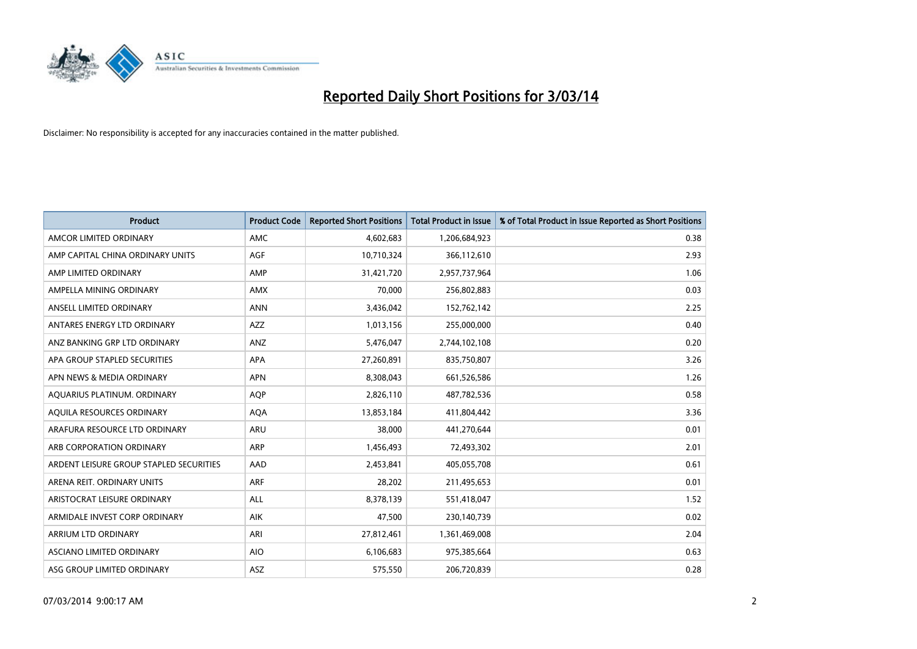# Reported Daily Short Positions for 3/03/14

Disclaimer: No responsibility is accepted for any inaccuracies contained in the matter published.

| Product | Product Code | Reported Short Positions | Total Product in Issue | % of Total Product in Issue Reported as Short Positions |
|---|---|---|---|---|
| AMCOR LIMITED ORDINARY | AMC | 4,602,683 | 1,206,684,923 | 0.38 |
| AMP CAPITAL CHINA ORDINARY UNITS | AGF | 10,710,324 | 366,112,610 | 2.93 |
| AMP LIMITED ORDINARY | AMP | 31,421,720 | 2,957,737,964 | 1.06 |
| AMPELLA MINING ORDINARY | AMX | 70,000 | 256,802,883 | 0.03 |
| ANSELL LIMITED ORDINARY | ANN | 3,436,042 | 152,762,142 | 2.25 |
| ANTARES ENERGY LTD ORDINARY | AZZ | 1,013,156 | 255,000,000 | 0.40 |
| ANZ BANKING GRP LTD ORDINARY | ANZ | 5,476,047 | 2,744,102,108 | 0.20 |
| APA GROUP STAPLED SECURITIES | APA | 27,260,891 | 835,750,807 | 3.26 |
| APN NEWS & MEDIA ORDINARY | APN | 8,308,043 | 661,526,586 | 1.26 |
| AQUARIUS PLATINUM. ORDINARY | AQP | 2,826,110 | 487,782,536 | 0.58 |
| AQUILA RESOURCES ORDINARY | AQA | 13,853,184 | 411,804,442 | 3.36 |
| ARAFURA RESOURCE LTD ORDINARY | ARU | 38,000 | 441,270,644 | 0.01 |
| ARB CORPORATION ORDINARY | ARP | 1,456,493 | 72,493,302 | 2.01 |
| ARDENT LEISURE GROUP STAPLED SECURITIES | AAD | 2,453,841 | 405,055,708 | 0.61 |
| ARENA REIT. ORDINARY UNITS | ARF | 28,202 | 211,495,653 | 0.01 |
| ARISTOCRAT LEISURE ORDINARY | ALL | 8,378,139 | 551,418,047 | 1.52 |
| ARMIDALE INVEST CORP ORDINARY | AIK | 47,500 | 230,140,739 | 0.02 |
| ARRIUM LTD ORDINARY | ARI | 27,812,461 | 1,361,469,008 | 2.04 |
| ASCIANO LIMITED ORDINARY | AIO | 6,106,683 | 975,385,664 | 0.63 |
| ASG GROUP LIMITED ORDINARY | ASZ | 575,550 | 206,720,839 | 0.28 |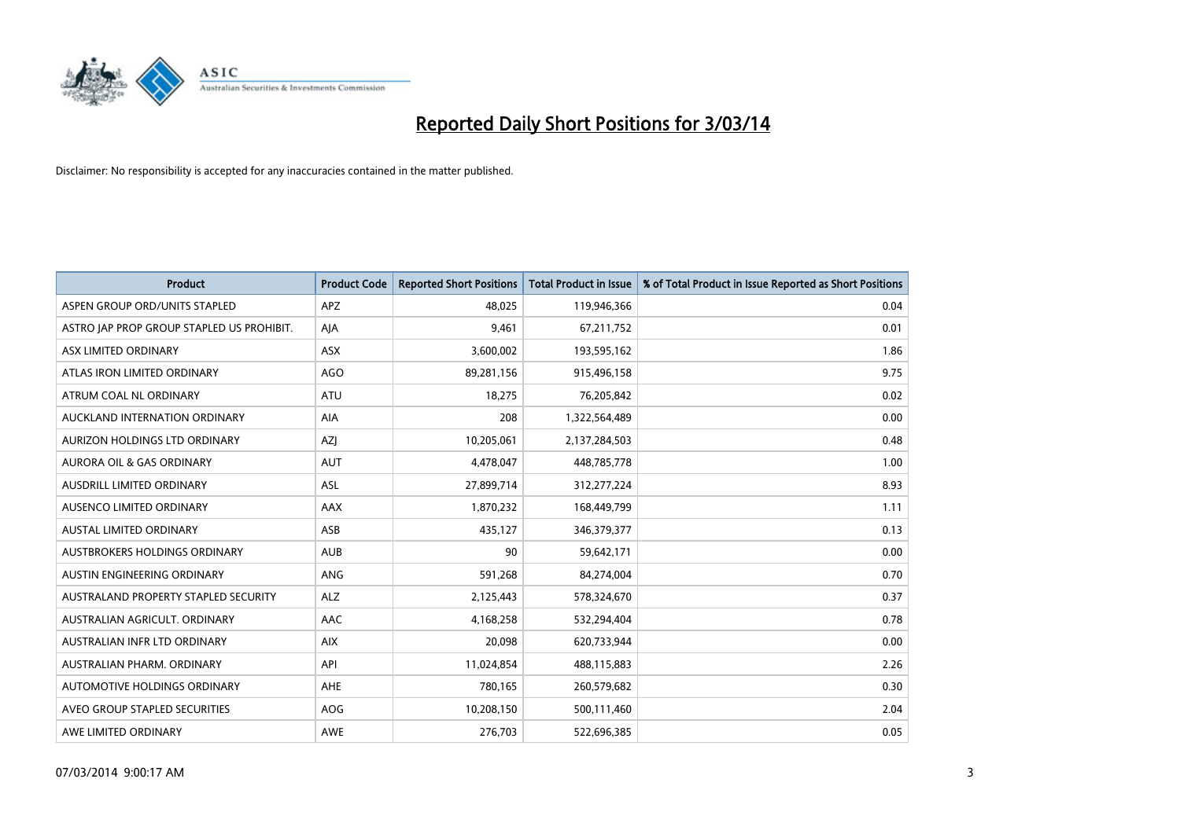# Reported Daily Short Positions for 3/03/14

Disclaimer: No responsibility is accepted for any inaccuracies contained in the matter published.

| Product | Product Code | Reported Short Positions | Total Product in Issue | % of Total Product in Issue Reported as Short Positions |
|---|---|---|---|---|
| ASPEN GROUP ORD/UNITS STAPLED | APZ | 48,025 | 119,946,366 | 0.04 |
| ASTRO JAP PROP GROUP STAPLED US PROHIBIT. | AJA | 9,461 | 67,211,752 | 0.01 |
| ASX LIMITED ORDINARY | ASX | 3,600,002 | 193,595,162 | 1.86 |
| ATLAS IRON LIMITED ORDINARY | AGO | 89,281,156 | 915,496,158 | 9.75 |
| ATRUM COAL NL ORDINARY | ATU | 18,275 | 76,205,842 | 0.02 |
| AUCKLAND INTERNATION ORDINARY | AIA | 208 | 1,322,564,489 | 0.00 |
| AURIZON HOLDINGS LTD ORDINARY | AZJ | 10,205,061 | 2,137,284,503 | 0.48 |
| AURORA OIL & GAS ORDINARY | AUT | 4,478,047 | 448,785,778 | 1.00 |
| AUSDRILL LIMITED ORDINARY | ASL | 27,899,714 | 312,277,224 | 8.93 |
| AUSENCO LIMITED ORDINARY | AAX | 1,870,232 | 168,449,799 | 1.11 |
| AUSTAL LIMITED ORDINARY | ASB | 435,127 | 346,379,377 | 0.13 |
| AUSTBROKERS HOLDINGS ORDINARY | AUB | 90 | 59,642,171 | 0.00 |
| AUSTIN ENGINEERING ORDINARY | ANG | 591,268 | 84,274,004 | 0.70 |
| AUSTRALAND PROPERTY STAPLED SECURITY | ALZ | 2,125,443 | 578,324,670 | 0.37 |
| AUSTRALIAN AGRICULT. ORDINARY | AAC | 4,168,258 | 532,294,404 | 0.78 |
| AUSTRALIAN INFR LTD ORDINARY | AIX | 20,098 | 620,733,944 | 0.00 |
| AUSTRALIAN PHARM. ORDINARY | API | 11,024,854 | 488,115,883 | 2.26 |
| AUTOMOTIVE HOLDINGS ORDINARY | AHE | 780,165 | 260,579,682 | 0.30 |
| AVEO GROUP STAPLED SECURITIES | AOG | 10,208,150 | 500,111,460 | 2.04 |
| AWE LIMITED ORDINARY | AWE | 276,703 | 522,696,385 | 0.05 |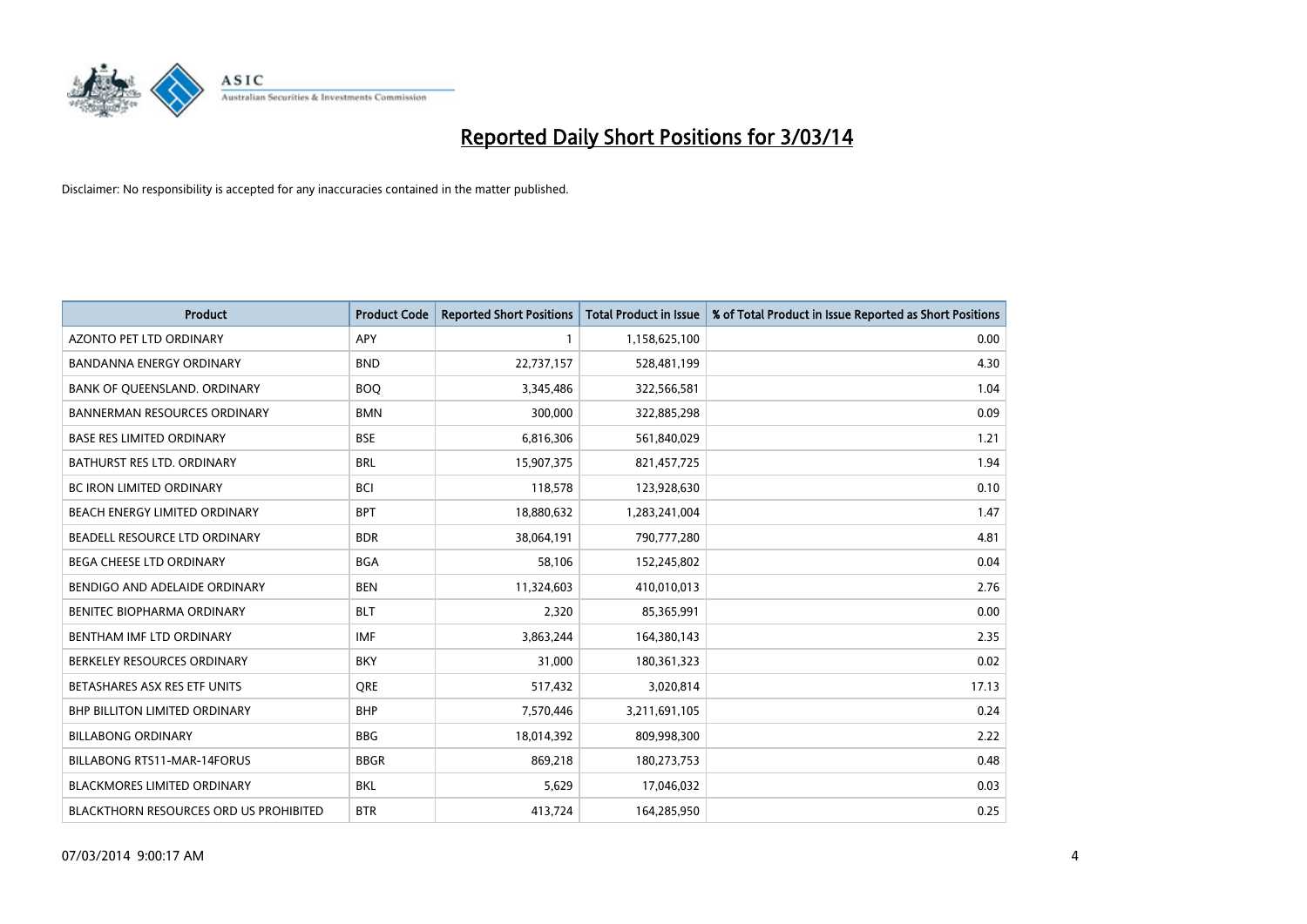# Reported Daily Short Positions for 3/03/14

Disclaimer: No responsibility is accepted for any inaccuracies contained in the matter published.

| Product | Product Code | Reported Short Positions | Total Product in Issue | % of Total Product in Issue Reported as Short Positions |
|---|---|---|---|---|
| AZONTO PET LTD ORDINARY | APY | 1 | 1,158,625,100 | 0.00 |
| BANDANNA ENERGY ORDINARY | BND | 22,737,157 | 528,481,199 | 4.30 |
| BANK OF QUEENSLAND. ORDINARY | BOQ | 3,345,486 | 322,566,581 | 1.04 |
| BANNERMAN RESOURCES ORDINARY | BMN | 300,000 | 322,885,298 | 0.09 |
| BASE RES LIMITED ORDINARY | BSE | 6,816,306 | 561,840,029 | 1.21 |
| BATHURST RES LTD. ORDINARY | BRL | 15,907,375 | 821,457,725 | 1.94 |
| BC IRON LIMITED ORDINARY | BCI | 118,578 | 123,928,630 | 0.10 |
| BEACH ENERGY LIMITED ORDINARY | BPT | 18,880,632 | 1,283,241,004 | 1.47 |
| BEADELL RESOURCE LTD ORDINARY | BDR | 38,064,191 | 790,777,280 | 4.81 |
| BEGA CHEESE LTD ORDINARY | BGA | 58,106 | 152,245,802 | 0.04 |
| BENDIGO AND ADELAIDE ORDINARY | BEN | 11,324,603 | 410,010,013 | 2.76 |
| BENITEC BIOPHARMA ORDINARY | BLT | 2,320 | 85,365,991 | 0.00 |
| BENTHAM IMF LTD ORDINARY | IMF | 3,863,244 | 164,380,143 | 2.35 |
| BERKELEY RESOURCES ORDINARY | BKY | 31,000 | 180,361,323 | 0.02 |
| BETASHARES ASX RES ETF UNITS | QRE | 517,432 | 3,020,814 | 17.13 |
| BHP BILLITON LIMITED ORDINARY | BHP | 7,570,446 | 3,211,691,105 | 0.24 |
| BILLABONG ORDINARY | BBG | 18,014,392 | 809,998,300 | 2.22 |
| BILLABONG RTS11-MAR-14FORUS | BBGR | 869,218 | 180,273,753 | 0.48 |
| BLACKMORES LIMITED ORDINARY | BKL | 5,629 | 17,046,032 | 0.03 |
| BLACKTHORN RESOURCES ORD US PROHIBITED | BTR | 413,724 | 164,285,950 | 0.25 |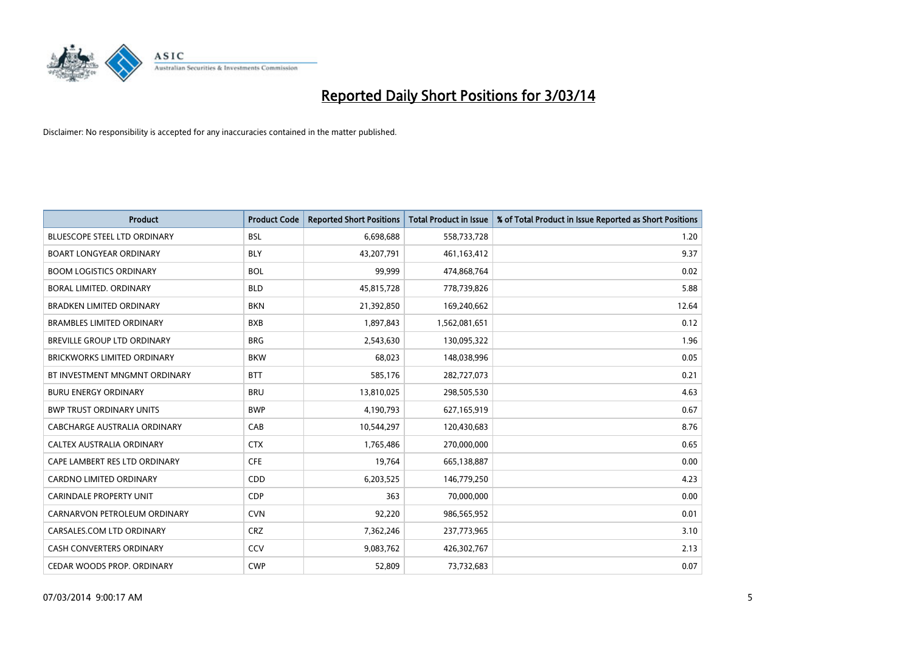# Reported Daily Short Positions for 3/03/14

Disclaimer: No responsibility is accepted for any inaccuracies contained in the matter published.

| Product | Product Code | Reported Short Positions | Total Product in Issue | % of Total Product in Issue Reported as Short Positions |
|---|---|---|---|---|
| BLUESCOPE STEEL LTD ORDINARY | BSL | 6,698,688 | 558,733,728 | 1.20 |
| BOART LONGYEAR ORDINARY | BLY | 43,207,791 | 461,163,412 | 9.37 |
| BOOM LOGISTICS ORDINARY | BOL | 99,999 | 474,868,764 | 0.02 |
| BORAL LIMITED. ORDINARY | BLD | 45,815,728 | 778,739,826 | 5.88 |
| BRADKEN LIMITED ORDINARY | BKN | 21,392,850 | 169,240,662 | 12.64 |
| BRAMBLES LIMITED ORDINARY | BXB | 1,897,843 | 1,562,081,651 | 0.12 |
| BREVILLE GROUP LTD ORDINARY | BRG | 2,543,630 | 130,095,322 | 1.96 |
| BRICKWORKS LIMITED ORDINARY | BKW | 68,023 | 148,038,996 | 0.05 |
| BT INVESTMENT MNGMNT ORDINARY | BTT | 585,176 | 282,727,073 | 0.21 |
| BURU ENERGY ORDINARY | BRU | 13,810,025 | 298,505,530 | 4.63 |
| BWP TRUST ORDINARY UNITS | BWP | 4,190,793 | 627,165,919 | 0.67 |
| CABCHARGE AUSTRALIA ORDINARY | CAB | 10,544,297 | 120,430,683 | 8.76 |
| CALTEX AUSTRALIA ORDINARY | CTX | 1,765,486 | 270,000,000 | 0.65 |
| CAPE LAMBERT RES LTD ORDINARY | CFE | 19,764 | 665,138,887 | 0.00 |
| CARDNO LIMITED ORDINARY | CDD | 6,203,525 | 146,779,250 | 4.23 |
| CARINDALE PROPERTY UNIT | CDP | 363 | 70,000,000 | 0.00 |
| CARNARVON PETROLEUM ORDINARY | CVN | 92,220 | 986,565,952 | 0.01 |
| CARSALES.COM LTD ORDINARY | CRZ | 7,362,246 | 237,773,965 | 3.10 |
| CASH CONVERTERS ORDINARY | CCV | 9,083,762 | 426,302,767 | 2.13 |
| CEDAR WOODS PROP. ORDINARY | CWP | 52,809 | 73,732,683 | 0.07 |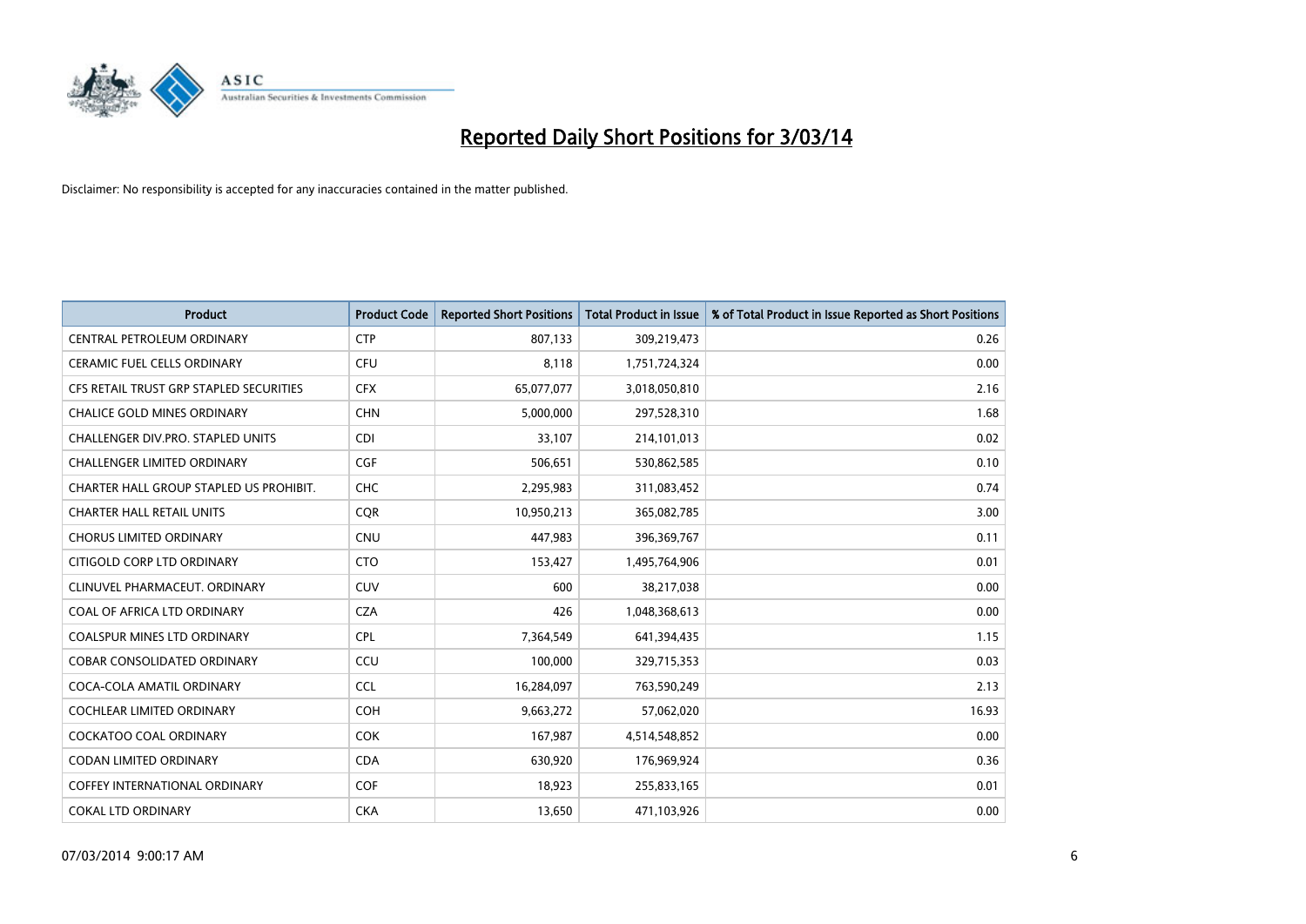# Reported Daily Short Positions for 3/03/14

Disclaimer: No responsibility is accepted for any inaccuracies contained in the matter published.

| Product | Product Code | Reported Short Positions | Total Product in Issue | % of Total Product in Issue Reported as Short Positions |
|---|---|---|---|---|
| CENTRAL PETROLEUM ORDINARY | CTP | 807,133 | 309,219,473 | 0.26 |
| CERAMIC FUEL CELLS ORDINARY | CFU | 8,118 | 1,751,724,324 | 0.00 |
| CFS RETAIL TRUST GRP STAPLED SECURITIES | CFX | 65,077,077 | 3,018,050,810 | 2.16 |
| CHALICE GOLD MINES ORDINARY | CHN | 5,000,000 | 297,528,310 | 1.68 |
| CHALLENGER DIV.PRO. STAPLED UNITS | CDI | 33,107 | 214,101,013 | 0.02 |
| CHALLENGER LIMITED ORDINARY | CGF | 506,651 | 530,862,585 | 0.10 |
| CHARTER HALL GROUP STAPLED US PROHIBIT. | CHC | 2,295,983 | 311,083,452 | 0.74 |
| CHARTER HALL RETAIL UNITS | CQR | 10,950,213 | 365,082,785 | 3.00 |
| CHORUS LIMITED ORDINARY | CNU | 447,983 | 396,369,767 | 0.11 |
| CITIGOLD CORP LTD ORDINARY | CTO | 153,427 | 1,495,764,906 | 0.01 |
| CLINUVEL PHARMACEUT. ORDINARY | CUV | 600 | 38,217,038 | 0.00 |
| COAL OF AFRICA LTD ORDINARY | CZA | 426 | 1,048,368,613 | 0.00 |
| COALSPUR MINES LTD ORDINARY | CPL | 7,364,549 | 641,394,435 | 1.15 |
| COBAR CONSOLIDATED ORDINARY | CCU | 100,000 | 329,715,353 | 0.03 |
| COCA-COLA AMATIL ORDINARY | CCL | 16,284,097 | 763,590,249 | 2.13 |
| COCHLEAR LIMITED ORDINARY | COH | 9,663,272 | 57,062,020 | 16.93 |
| COCKATOO COAL ORDINARY | COK | 167,987 | 4,514,548,852 | 0.00 |
| CODAN LIMITED ORDINARY | CDA | 630,920 | 176,969,924 | 0.36 |
| COFFEY INTERNATIONAL ORDINARY | COF | 18,923 | 255,833,165 | 0.01 |
| COKAL LTD ORDINARY | CKA | 13,650 | 471,103,926 | 0.00 |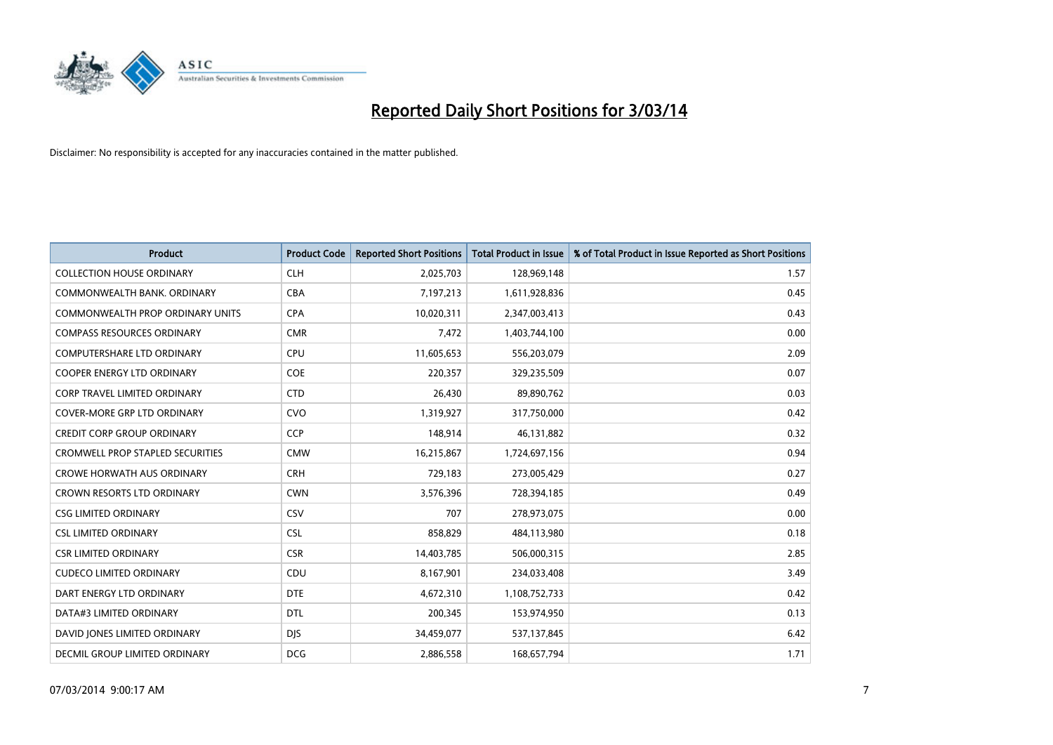# Reported Daily Short Positions for 3/03/14

Disclaimer: No responsibility is accepted for any inaccuracies contained in the matter published.

| Product | Product Code | Reported Short Positions | Total Product in Issue | % of Total Product in Issue Reported as Short Positions |
|---|---|---|---|---|
| COLLECTION HOUSE ORDINARY | CLH | 2,025,703 | 128,969,148 | 1.57 |
| COMMONWEALTH BANK. ORDINARY | CBA | 7,197,213 | 1,611,928,836 | 0.45 |
| COMMONWEALTH PROP ORDINARY UNITS | CPA | 10,020,311 | 2,347,003,413 | 0.43 |
| COMPASS RESOURCES ORDINARY | CMR | 7,472 | 1,403,744,100 | 0.00 |
| COMPUTERSHARE LTD ORDINARY | CPU | 11,605,653 | 556,203,079 | 2.09 |
| COOPER ENERGY LTD ORDINARY | COE | 220,357 | 329,235,509 | 0.07 |
| CORP TRAVEL LIMITED ORDINARY | CTD | 26,430 | 89,890,762 | 0.03 |
| COVER-MORE GRP LTD ORDINARY | CVO | 1,319,927 | 317,750,000 | 0.42 |
| CREDIT CORP GROUP ORDINARY | CCP | 148,914 | 46,131,882 | 0.32 |
| CROMWELL PROP STAPLED SECURITIES | CMW | 16,215,867 | 1,724,697,156 | 0.94 |
| CROWE HORWATH AUS ORDINARY | CRH | 729,183 | 273,005,429 | 0.27 |
| CROWN RESORTS LTD ORDINARY | CWN | 3,576,396 | 728,394,185 | 0.49 |
| CSG LIMITED ORDINARY | CSV | 707 | 278,973,075 | 0.00 |
| CSL LIMITED ORDINARY | CSL | 858,829 | 484,113,980 | 0.18 |
| CSR LIMITED ORDINARY | CSR | 14,403,785 | 506,000,315 | 2.85 |
| CUDECO LIMITED ORDINARY | CDU | 8,167,901 | 234,033,408 | 3.49 |
| DART ENERGY LTD ORDINARY | DTE | 4,672,310 | 1,108,752,733 | 0.42 |
| DATA#3 LIMITED ORDINARY | DTL | 200,345 | 153,974,950 | 0.13 |
| DAVID JONES LIMITED ORDINARY | DJS | 34,459,077 | 537,137,845 | 6.42 |
| DECMIL GROUP LIMITED ORDINARY | DCG | 2,886,558 | 168,657,794 | 1.71 |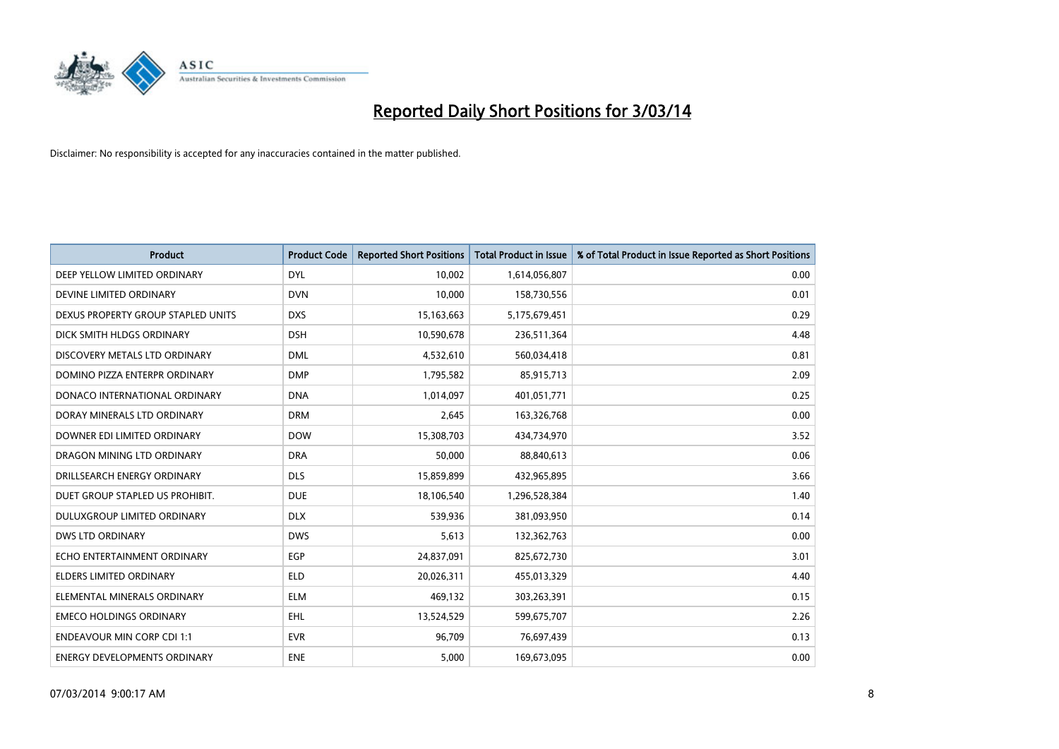# Reported Daily Short Positions for 3/03/14

Disclaimer: No responsibility is accepted for any inaccuracies contained in the matter published.

| Product | Product Code | Reported Short Positions | Total Product in Issue | % of Total Product in Issue Reported as Short Positions |
|---|---|---|---|---|
| DEEP YELLOW LIMITED ORDINARY | DYL | 10,002 | 1,614,056,807 | 0.00 |
| DEVINE LIMITED ORDINARY | DVN | 10,000 | 158,730,556 | 0.01 |
| DEXUS PROPERTY GROUP STAPLED UNITS | DXS | 15,163,663 | 5,175,679,451 | 0.29 |
| DICK SMITH HLDGS ORDINARY | DSH | 10,590,678 | 236,511,364 | 4.48 |
| DISCOVERY METALS LTD ORDINARY | DML | 4,532,610 | 560,034,418 | 0.81 |
| DOMINO PIZZA ENTERPR ORDINARY | DMP | 1,795,582 | 85,915,713 | 2.09 |
| DONACO INTERNATIONAL ORDINARY | DNA | 1,014,097 | 401,051,771 | 0.25 |
| DORAY MINERALS LTD ORDINARY | DRM | 2,645 | 163,326,768 | 0.00 |
| DOWNER EDI LIMITED ORDINARY | DOW | 15,308,703 | 434,734,970 | 3.52 |
| DRAGON MINING LTD ORDINARY | DRA | 50,000 | 88,840,613 | 0.06 |
| DRILLSEARCH ENERGY ORDINARY | DLS | 15,859,899 | 432,965,895 | 3.66 |
| DUET GROUP STAPLED US PROHIBIT. | DUE | 18,106,540 | 1,296,528,384 | 1.40 |
| DULUXGROUP LIMITED ORDINARY | DLX | 539,936 | 381,093,950 | 0.14 |
| DWS LTD ORDINARY | DWS | 5,613 | 132,362,763 | 0.00 |
| ECHO ENTERTAINMENT ORDINARY | EGP | 24,837,091 | 825,672,730 | 3.01 |
| ELDERS LIMITED ORDINARY | ELD | 20,026,311 | 455,013,329 | 4.40 |
| ELEMENTAL MINERALS ORDINARY | ELM | 469,132 | 303,263,391 | 0.15 |
| EMECO HOLDINGS ORDINARY | EHL | 13,524,529 | 599,675,707 | 2.26 |
| ENDEAVOUR MIN CORP CDI 1:1 | EVR | 96,709 | 76,697,439 | 0.13 |
| ENERGY DEVELOPMENTS ORDINARY | ENE | 5,000 | 169,673,095 | 0.00 |

07/03/2014 9:00:17 AM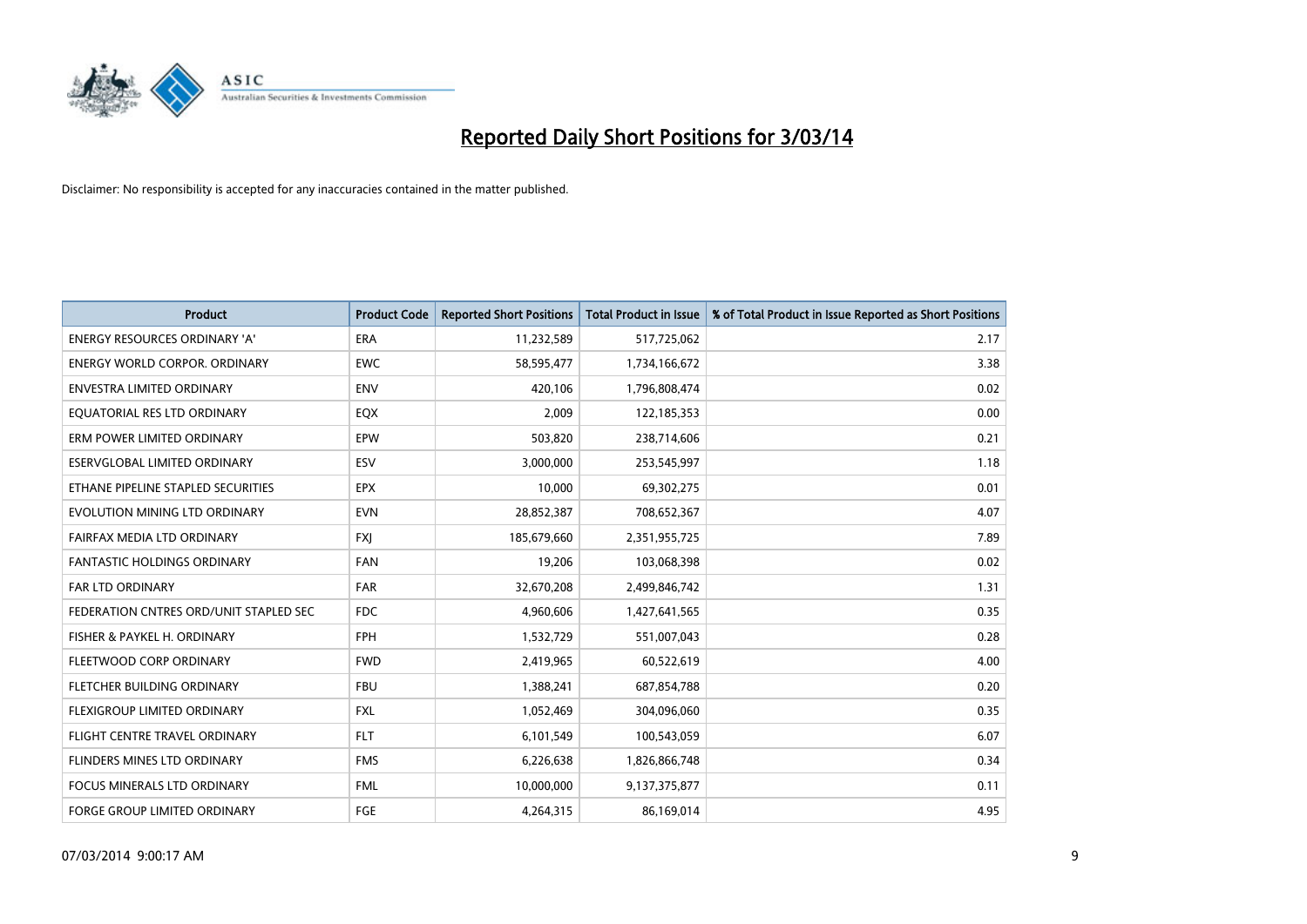# Reported Daily Short Positions for 3/03/14

Disclaimer: No responsibility is accepted for any inaccuracies contained in the matter published.

| Product | Product Code | Reported Short Positions | Total Product in Issue | % of Total Product in Issue Reported as Short Positions |
|---|---|---|---|---|
| ENERGY RESOURCES ORDINARY 'A' | ERA | 11,232,589 | 517,725,062 | 2.17 |
| ENERGY WORLD CORPOR. ORDINARY | EWC | 58,595,477 | 1,734,166,672 | 3.38 |
| ENVESTRA LIMITED ORDINARY | ENV | 420,106 | 1,796,808,474 | 0.02 |
| EQUATORIAL RES LTD ORDINARY | EQX | 2,009 | 122,185,353 | 0.00 |
| ERM POWER LIMITED ORDINARY | EPW | 503,820 | 238,714,606 | 0.21 |
| ESERVGLOBAL LIMITED ORDINARY | ESV | 3,000,000 | 253,545,997 | 1.18 |
| ETHANE PIPELINE STAPLED SECURITIES | EPX | 10,000 | 69,302,275 | 0.01 |
| EVOLUTION MINING LTD ORDINARY | EVN | 28,852,387 | 708,652,367 | 4.07 |
| FAIRFAX MEDIA LTD ORDINARY | FXJ | 185,679,660 | 2,351,955,725 | 7.89 |
| FANTASTIC HOLDINGS ORDINARY | FAN | 19,206 | 103,068,398 | 0.02 |
| FAR LTD ORDINARY | FAR | 32,670,208 | 2,499,846,742 | 1.31 |
| FEDERATION CNTRES ORD/UNIT STAPLED SEC | FDC | 4,960,606 | 1,427,641,565 | 0.35 |
| FISHER & PAYKEL H. ORDINARY | FPH | 1,532,729 | 551,007,043 | 0.28 |
| FLEETWOOD CORP ORDINARY | FWD | 2,419,965 | 60,522,619 | 4.00 |
| FLETCHER BUILDING ORDINARY | FBU | 1,388,241 | 687,854,788 | 0.20 |
| FLEXIGROUP LIMITED ORDINARY | FXL | 1,052,469 | 304,096,060 | 0.35 |
| FLIGHT CENTRE TRAVEL ORDINARY | FLT | 6,101,549 | 100,543,059 | 6.07 |
| FLINDERS MINES LTD ORDINARY | FMS | 6,226,638 | 1,826,866,748 | 0.34 |
| FOCUS MINERALS LTD ORDINARY | FML | 10,000,000 | 9,137,375,877 | 0.11 |
| FORGE GROUP LIMITED ORDINARY | FGE | 4,264,315 | 86,169,014 | 4.95 |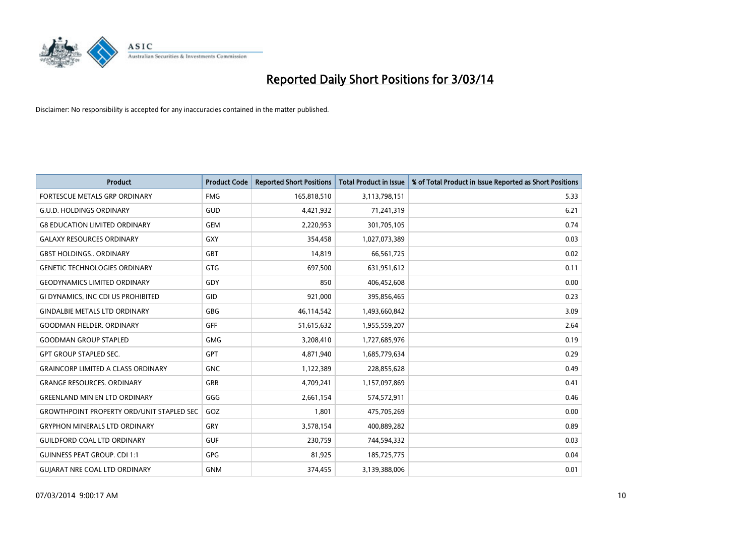# Reported Daily Short Positions for 3/03/14

Disclaimer: No responsibility is accepted for any inaccuracies contained in the matter published.

| Product | Product Code | Reported Short Positions | Total Product in Issue | % of Total Product in Issue Reported as Short Positions |
| --- | --- | --- | --- | --- |
| FORTESCUE METALS GRP ORDINARY | FMG | 165,818,510 | 3,113,798,151 | 5.33 |
| G.U.D. HOLDINGS ORDINARY | GUD | 4,421,932 | 71,241,319 | 6.21 |
| G8 EDUCATION LIMITED ORDINARY | GEM | 2,220,953 | 301,705,105 | 0.74 |
| GALAXY RESOURCES ORDINARY | GXY | 354,458 | 1,027,073,389 | 0.03 |
| GBST HOLDINGS.. ORDINARY | GBT | 14,819 | 66,561,725 | 0.02 |
| GENETIC TECHNOLOGIES ORDINARY | GTG | 697,500 | 631,951,612 | 0.11 |
| GEODYNAMICS LIMITED ORDINARY | GDY | 850 | 406,452,608 | 0.00 |
| GI DYNAMICS, INC CDI US PROHIBITED | GID | 921,000 | 395,856,465 | 0.23 |
| GINDALBIE METALS LTD ORDINARY | GBG | 46,114,542 | 1,493,660,842 | 3.09 |
| GOODMAN FIELDER. ORDINARY | GFF | 51,615,632 | 1,955,559,207 | 2.64 |
| GOODMAN GROUP STAPLED | GMG | 3,208,410 | 1,727,685,976 | 0.19 |
| GPT GROUP STAPLED SEC. | GPT | 4,871,940 | 1,685,779,634 | 0.29 |
| GRAINCORP LIMITED A CLASS ORDINARY | GNC | 1,122,389 | 228,855,628 | 0.49 |
| GRANGE RESOURCES. ORDINARY | GRR | 4,709,241 | 1,157,097,869 | 0.41 |
| GREENLAND MIN EN LTD ORDINARY | GGG | 2,661,154 | 574,572,911 | 0.46 |
| GROWTHPOINT PROPERTY ORD/UNIT STAPLED SEC | GOZ | 1,801 | 475,705,269 | 0.00 |
| GRYPHON MINERALS LTD ORDINARY | GRY | 3,578,154 | 400,889,282 | 0.89 |
| GUILDFORD COAL LTD ORDINARY | GUF | 230,759 | 744,594,332 | 0.03 |
| GUINNESS PEAT GROUP. CDI 1:1 | GPG | 81,925 | 185,725,775 | 0.04 |
| GUJARAT NRE COAL LTD ORDINARY | GNM | 374,455 | 3,139,388,006 | 0.01 |

07/03/2014 9:00:17 AM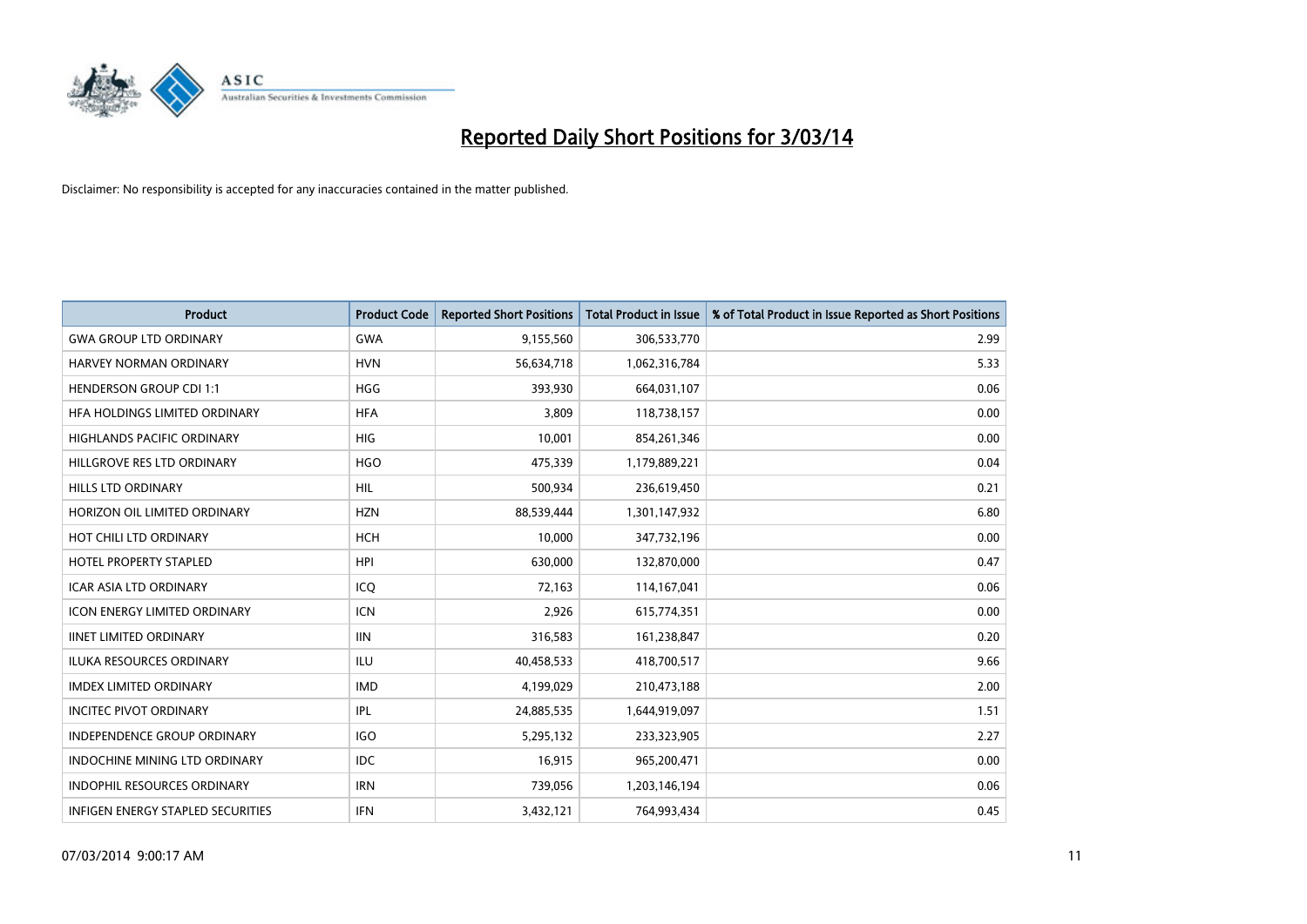# Reported Daily Short Positions for 3/03/14

Disclaimer: No responsibility is accepted for any inaccuracies contained in the matter published.

| Product | Product Code | Reported Short Positions | Total Product in Issue | % of Total Product in Issue Reported as Short Positions |
|---|---|---|---|---|
| GWA GROUP LTD ORDINARY | GWA | 9,155,560 | 306,533,770 | 2.99 |
| HARVEY NORMAN ORDINARY | HVN | 56,634,718 | 1,062,316,784 | 5.33 |
| HENDERSON GROUP CDI 1:1 | HGG | 393,930 | 664,031,107 | 0.06 |
| HFA HOLDINGS LIMITED ORDINARY | HFA | 3,809 | 118,738,157 | 0.00 |
| HIGHLANDS PACIFIC ORDINARY | HIG | 10,001 | 854,261,346 | 0.00 |
| HILLGROVE RES LTD ORDINARY | HGO | 475,339 | 1,179,889,221 | 0.04 |
| HILLS LTD ORDINARY | HIL | 500,934 | 236,619,450 | 0.21 |
| HORIZON OIL LIMITED ORDINARY | HZN | 88,539,444 | 1,301,147,932 | 6.80 |
| HOT CHILI LTD ORDINARY | HCH | 10,000 | 347,732,196 | 0.00 |
| HOTEL PROPERTY STAPLED | HPI | 630,000 | 132,870,000 | 0.47 |
| ICAR ASIA LTD ORDINARY | ICQ | 72,163 | 114,167,041 | 0.06 |
| ICON ENERGY LIMITED ORDINARY | ICN | 2,926 | 615,774,351 | 0.00 |
| IINET LIMITED ORDINARY | IIN | 316,583 | 161,238,847 | 0.20 |
| ILUKA RESOURCES ORDINARY | ILU | 40,458,533 | 418,700,517 | 9.66 |
| IMDEX LIMITED ORDINARY | IMD | 4,199,029 | 210,473,188 | 2.00 |
| INCITEC PIVOT ORDINARY | IPL | 24,885,535 | 1,644,919,097 | 1.51 |
| INDEPENDENCE GROUP ORDINARY | IGO | 5,295,132 | 233,323,905 | 2.27 |
| INDOCHINE MINING LTD ORDINARY | IDC | 16,915 | 965,200,471 | 0.00 |
| INDOPHIL RESOURCES ORDINARY | IRN | 739,056 | 1,203,146,194 | 0.06 |
| INFIGEN ENERGY STAPLED SECURITIES | IFN | 3,432,121 | 764,993,434 | 0.45 |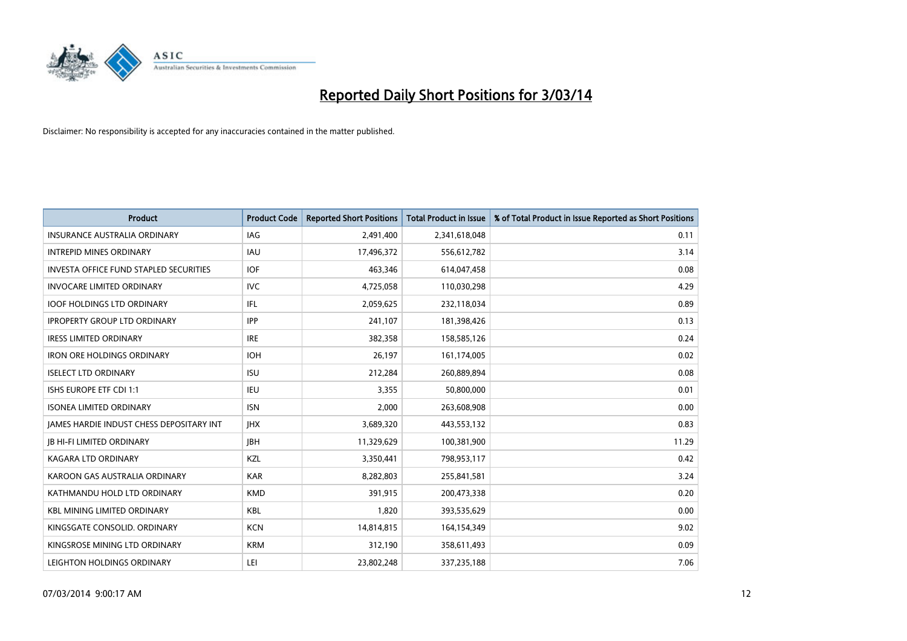# Reported Daily Short Positions for 3/03/14

Disclaimer: No responsibility is accepted for any inaccuracies contained in the matter published.

| Product | Product Code | Reported Short Positions | Total Product in Issue | % of Total Product in Issue Reported as Short Positions |
|---|---|---|---|---|
| INSURANCE AUSTRALIA ORDINARY | IAG | 2,491,400 | 2,341,618,048 | 0.11 |
| INTREPID MINES ORDINARY | IAU | 17,496,372 | 556,612,782 | 3.14 |
| INVESTA OFFICE FUND STAPLED SECURITIES | IOF | 463,346 | 614,047,458 | 0.08 |
| INVOCARE LIMITED ORDINARY | IVC | 4,725,058 | 110,030,298 | 4.29 |
| IOOF HOLDINGS LTD ORDINARY | IFL | 2,059,625 | 232,118,034 | 0.89 |
| IPROPERTY GROUP LTD ORDINARY | IPP | 241,107 | 181,398,426 | 0.13 |
| IRESS LIMITED ORDINARY | IRE | 382,358 | 158,585,126 | 0.24 |
| IRON ORE HOLDINGS ORDINARY | IOH | 26,197 | 161,174,005 | 0.02 |
| ISELECT LTD ORDINARY | ISU | 212,284 | 260,889,894 | 0.08 |
| ISHS EUROPE ETF CDI 1:1 | IEU | 3,355 | 50,800,000 | 0.01 |
| ISONEA LIMITED ORDINARY | ISN | 2,000 | 263,608,908 | 0.00 |
| JAMES HARDIE INDUST CHESS DEPOSITARY INT | JHX | 3,689,320 | 443,553,132 | 0.83 |
| JB HI-FI LIMITED ORDINARY | JBH | 11,329,629 | 100,381,900 | 11.29 |
| KAGARA LTD ORDINARY | KZL | 3,350,441 | 798,953,117 | 0.42 |
| KAROON GAS AUSTRALIA ORDINARY | KAR | 8,282,803 | 255,841,581 | 3.24 |
| KATHMANDU HOLD LTD ORDINARY | KMD | 391,915 | 200,473,338 | 0.20 |
| KBL MINING LIMITED ORDINARY | KBL | 1,820 | 393,535,629 | 0.00 |
| KINGSGATE CONSOLID. ORDINARY | KCN | 14,814,815 | 164,154,349 | 9.02 |
| KINGSROSE MINING LTD ORDINARY | KRM | 312,190 | 358,611,493 | 0.09 |
| LEIGHTON HOLDINGS ORDINARY | LEI | 23,802,248 | 337,235,188 | 7.06 |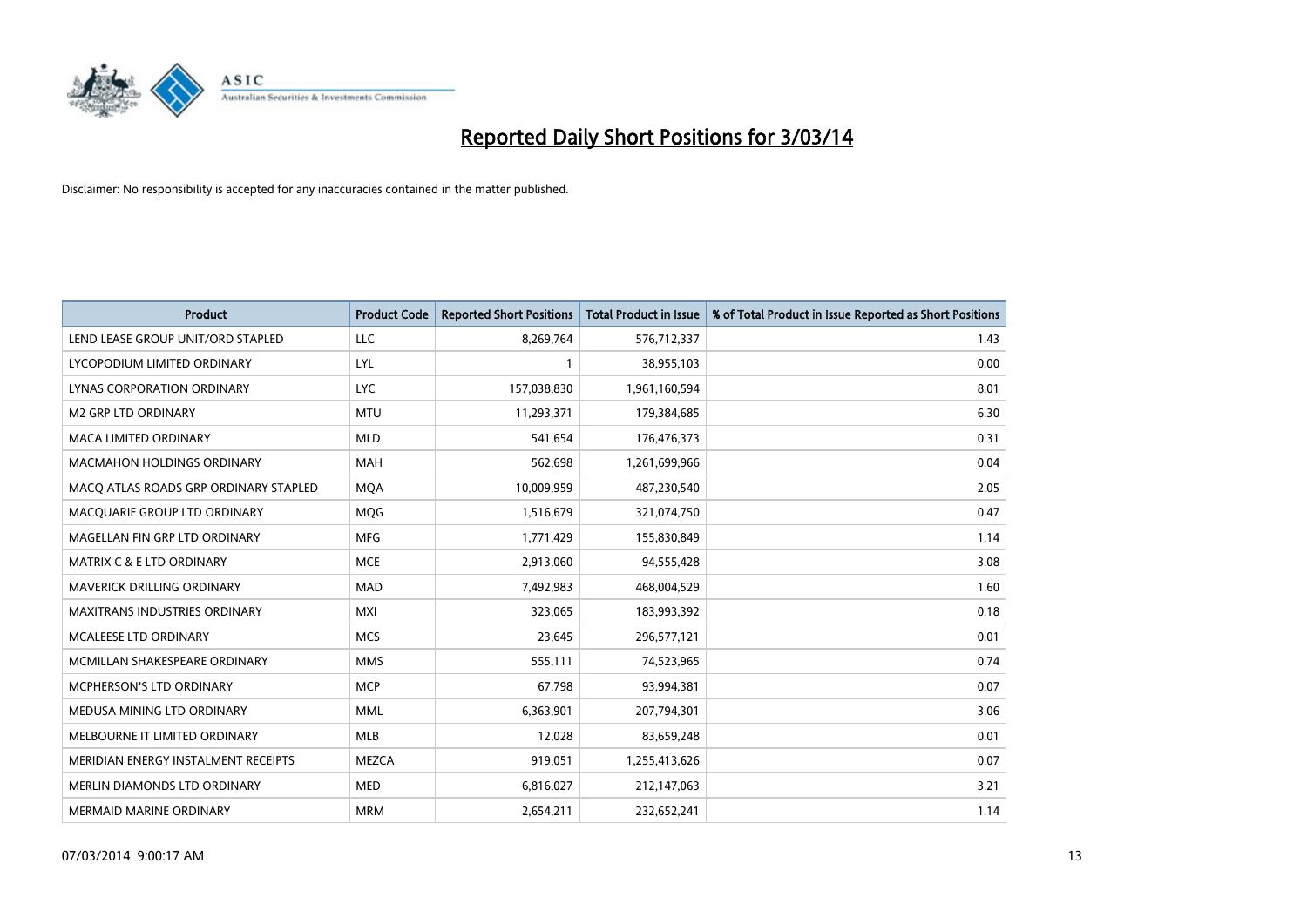# Reported Daily Short Positions for 3/03/14

Disclaimer: No responsibility is accepted for any inaccuracies contained in the matter published.

| Product | Product Code | Reported Short Positions | Total Product in Issue | % of Total Product in Issue Reported as Short Positions |
| --- | --- | --- | --- | --- |
| LEND LEASE GROUP UNIT/ORD STAPLED | LLC | 8,269,764 | 576,712,337 | 1.43 |
| LYCOPODIUM LIMITED ORDINARY | LYL | 1 | 38,955,103 | 0.00 |
| LYNAS CORPORATION ORDINARY | LYC | 157,038,830 | 1,961,160,594 | 8.01 |
| M2 GRP LTD ORDINARY | MTU | 11,293,371 | 179,384,685 | 6.30 |
| MACA LIMITED ORDINARY | MLD | 541,654 | 176,476,373 | 0.31 |
| MACMAHON HOLDINGS ORDINARY | MAH | 562,698 | 1,261,699,966 | 0.04 |
| MACQ ATLAS ROADS GRP ORDINARY STAPLED | MQA | 10,009,959 | 487,230,540 | 2.05 |
| MACQUARIE GROUP LTD ORDINARY | MQG | 1,516,679 | 321,074,750 | 0.47 |
| MAGELLAN FIN GRP LTD ORDINARY | MFG | 1,771,429 | 155,830,849 | 1.14 |
| MATRIX C & E LTD ORDINARY | MCE | 2,913,060 | 94,555,428 | 3.08 |
| MAVERICK DRILLING ORDINARY | MAD | 7,492,983 | 468,004,529 | 1.60 |
| MAXITRANS INDUSTRIES ORDINARY | MXI | 323,065 | 183,993,392 | 0.18 |
| MCALEESE LTD ORDINARY | MCS | 23,645 | 296,577,121 | 0.01 |
| MCMILLAN SHAKESPEARE ORDINARY | MMS | 555,111 | 74,523,965 | 0.74 |
| MCPHERSON'S LTD ORDINARY | MCP | 67,798 | 93,994,381 | 0.07 |
| MEDUSA MINING LTD ORDINARY | MML | 6,363,901 | 207,794,301 | 3.06 |
| MELBOURNE IT LIMITED ORDINARY | MLB | 12,028 | 83,659,248 | 0.01 |
| MERIDIAN ENERGY INSTALMENT RECEIPTS | MEZCA | 919,051 | 1,255,413,626 | 0.07 |
| MERLIN DIAMONDS LTD ORDINARY | MED | 6,816,027 | 212,147,063 | 3.21 |
| MERMAID MARINE ORDINARY | MRM | 2,654,211 | 232,652,241 | 1.14 |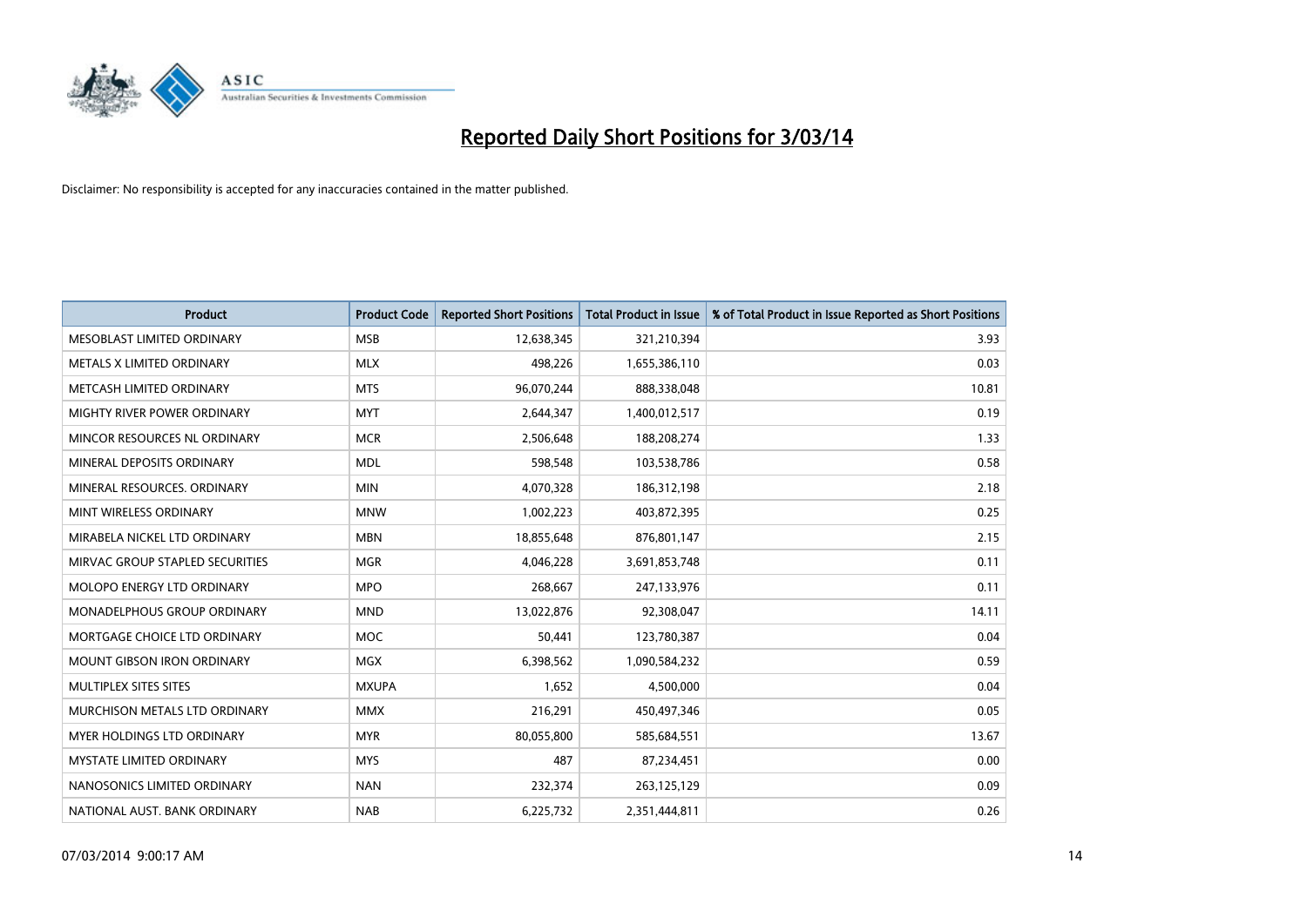# Reported Daily Short Positions for 3/03/14

Disclaimer: No responsibility is accepted for any inaccuracies contained in the matter published.

| Product | Product Code | Reported Short Positions | Total Product in Issue | % of Total Product in Issue Reported as Short Positions |
|---|---|---|---|---|
| MESOBLAST LIMITED ORDINARY | MSB | 12,638,345 | 321,210,394 | 3.93 |
| METALS X LIMITED ORDINARY | MLX | 498,226 | 1,655,386,110 | 0.03 |
| METCASH LIMITED ORDINARY | MTS | 96,070,244 | 888,338,048 | 10.81 |
| MIGHTY RIVER POWER ORDINARY | MYT | 2,644,347 | 1,400,012,517 | 0.19 |
| MINCOR RESOURCES NL ORDINARY | MCR | 2,506,648 | 188,208,274 | 1.33 |
| MINERAL DEPOSITS ORDINARY | MDL | 598,548 | 103,538,786 | 0.58 |
| MINERAL RESOURCES. ORDINARY | MIN | 4,070,328 | 186,312,198 | 2.18 |
| MINT WIRELESS ORDINARY | MNW | 1,002,223 | 403,872,395 | 0.25 |
| MIRABELA NICKEL LTD ORDINARY | MBN | 18,855,648 | 876,801,147 | 2.15 |
| MIRVAC GROUP STAPLED SECURITIES | MGR | 4,046,228 | 3,691,853,748 | 0.11 |
| MOLOPO ENERGY LTD ORDINARY | MPO | 268,667 | 247,133,976 | 0.11 |
| MONADELPHOUS GROUP ORDINARY | MND | 13,022,876 | 92,308,047 | 14.11 |
| MORTGAGE CHOICE LTD ORDINARY | MOC | 50,441 | 123,780,387 | 0.04 |
| MOUNT GIBSON IRON ORDINARY | MGX | 6,398,562 | 1,090,584,232 | 0.59 |
| MULTIPLEX SITES SITES | MXUPA | 1,652 | 4,500,000 | 0.04 |
| MURCHISON METALS LTD ORDINARY | MMX | 216,291 | 450,497,346 | 0.05 |
| MYER HOLDINGS LTD ORDINARY | MYR | 80,055,800 | 585,684,551 | 13.67 |
| MYSTATE LIMITED ORDINARY | MYS | 487 | 87,234,451 | 0.00 |
| NANOSONICS LIMITED ORDINARY | NAN | 232,374 | 263,125,129 | 0.09 |
| NATIONAL AUST. BANK ORDINARY | NAB | 6,225,732 | 2,351,444,811 | 0.26 |

07/03/2014 9:00:17 AM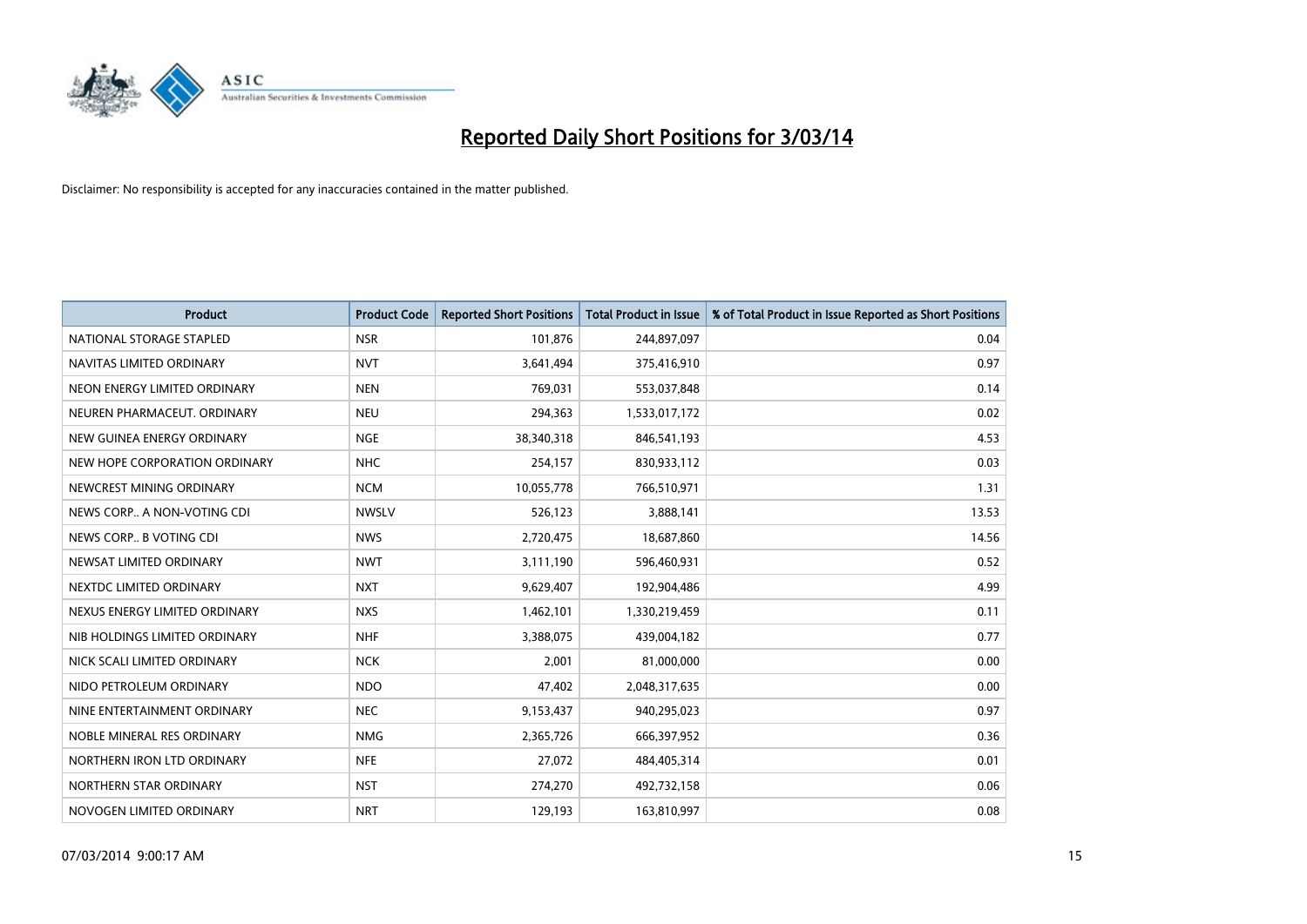# Reported Daily Short Positions for 3/03/14

Disclaimer: No responsibility is accepted for any inaccuracies contained in the matter published.

| Product | Product Code | Reported Short Positions | Total Product in Issue | % of Total Product in Issue Reported as Short Positions |
|---|---|---|---|---|
| NATIONAL STORAGE STAPLED | NSR | 101,876 | 244,897,097 | 0.04 |
| NAVITAS LIMITED ORDINARY | NVT | 3,641,494 | 375,416,910 | 0.97 |
| NEON ENERGY LIMITED ORDINARY | NEN | 769,031 | 553,037,848 | 0.14 |
| NEUREN PHARMACEUT. ORDINARY | NEU | 294,363 | 1,533,017,172 | 0.02 |
| NEW GUINEA ENERGY ORDINARY | NGE | 38,340,318 | 846,541,193 | 4.53 |
| NEW HOPE CORPORATION ORDINARY | NHC | 254,157 | 830,933,112 | 0.03 |
| NEWCREST MINING ORDINARY | NCM | 10,055,778 | 766,510,971 | 1.31 |
| NEWS CORP.. A NON-VOTING CDI | NWSLV | 526,123 | 3,888,141 | 13.53 |
| NEWS CORP.. B VOTING CDI | NWS | 2,720,475 | 18,687,860 | 14.56 |
| NEWSAT LIMITED ORDINARY | NWT | 3,111,190 | 596,460,931 | 0.52 |
| NEXTDC LIMITED ORDINARY | NXT | 9,629,407 | 192,904,486 | 4.99 |
| NEXUS ENERGY LIMITED ORDINARY | NXS | 1,462,101 | 1,330,219,459 | 0.11 |
| NIB HOLDINGS LIMITED ORDINARY | NHF | 3,388,075 | 439,004,182 | 0.77 |
| NICK SCALI LIMITED ORDINARY | NCK | 2,001 | 81,000,000 | 0.00 |
| NIDO PETROLEUM ORDINARY | NDO | 47,402 | 2,048,317,635 | 0.00 |
| NINE ENTERTAINMENT ORDINARY | NEC | 9,153,437 | 940,295,023 | 0.97 |
| NOBLE MINERAL RES ORDINARY | NMG | 2,365,726 | 666,397,952 | 0.36 |
| NORTHERN IRON LTD ORDINARY | NFE | 27,072 | 484,405,314 | 0.01 |
| NORTHERN STAR ORDINARY | NST | 274,270 | 492,732,158 | 0.06 |
| NOVOGEN LIMITED ORDINARY | NRT | 129,193 | 163,810,997 | 0.08 |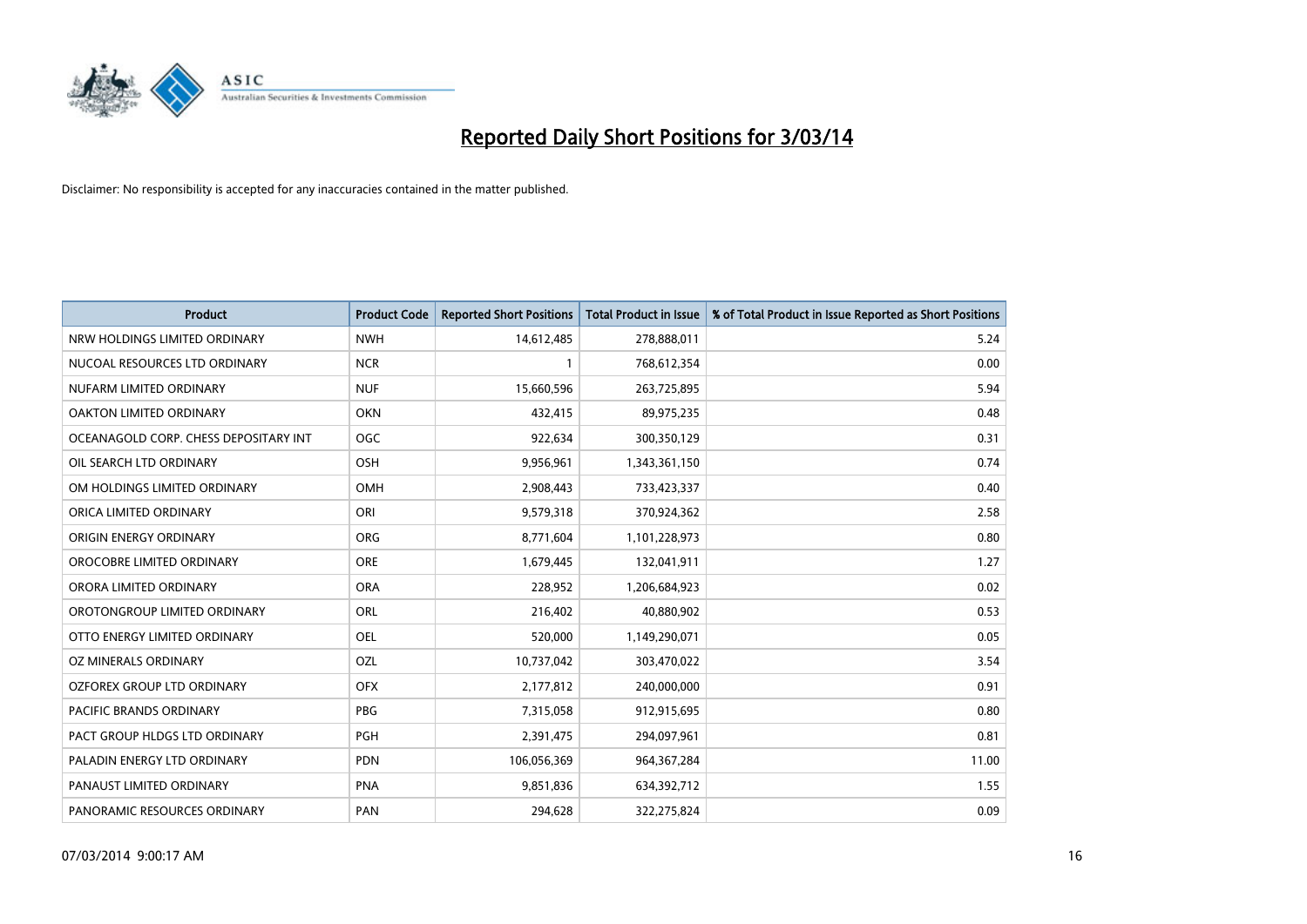# Reported Daily Short Positions for 3/03/14

Disclaimer: No responsibility is accepted for any inaccuracies contained in the matter published.

| Product | Product Code | Reported Short Positions | Total Product in Issue | % of Total Product in Issue Reported as Short Positions |
|---|---|---|---|---|
| NRW HOLDINGS LIMITED ORDINARY | NWH | 14,612,485 | 278,888,011 | 5.24 |
| NUCOAL RESOURCES LTD ORDINARY | NCR | 1 | 768,612,354 | 0.00 |
| NUFARM LIMITED ORDINARY | NUF | 15,660,596 | 263,725,895 | 5.94 |
| OAKTON LIMITED ORDINARY | OKN | 432,415 | 89,975,235 | 0.48 |
| OCEANAGOLD CORP. CHESS DEPOSITARY INT | OGC | 922,634 | 300,350,129 | 0.31 |
| OIL SEARCH LTD ORDINARY | OSH | 9,956,961 | 1,343,361,150 | 0.74 |
| OM HOLDINGS LIMITED ORDINARY | OMH | 2,908,443 | 733,423,337 | 0.40 |
| ORICA LIMITED ORDINARY | ORI | 9,579,318 | 370,924,362 | 2.58 |
| ORIGIN ENERGY ORDINARY | ORG | 8,771,604 | 1,101,228,973 | 0.80 |
| OROCOBRE LIMITED ORDINARY | ORE | 1,679,445 | 132,041,911 | 1.27 |
| ORORA LIMITED ORDINARY | ORA | 228,952 | 1,206,684,923 | 0.02 |
| OROTONGROUP LIMITED ORDINARY | ORL | 216,402 | 40,880,902 | 0.53 |
| OTTO ENERGY LIMITED ORDINARY | OEL | 520,000 | 1,149,290,071 | 0.05 |
| OZ MINERALS ORDINARY | OZL | 10,737,042 | 303,470,022 | 3.54 |
| OZFOREX GROUP LTD ORDINARY | OFX | 2,177,812 | 240,000,000 | 0.91 |
| PACIFIC BRANDS ORDINARY | PBG | 7,315,058 | 912,915,695 | 0.80 |
| PACT GROUP HLDGS LTD ORDINARY | PGH | 2,391,475 | 294,097,961 | 0.81 |
| PALADIN ENERGY LTD ORDINARY | PDN | 106,056,369 | 964,367,284 | 11.00 |
| PANAUST LIMITED ORDINARY | PNA | 9,851,836 | 634,392,712 | 1.55 |
| PANORAMIC RESOURCES ORDINARY | PAN | 294,628 | 322,275,824 | 0.09 |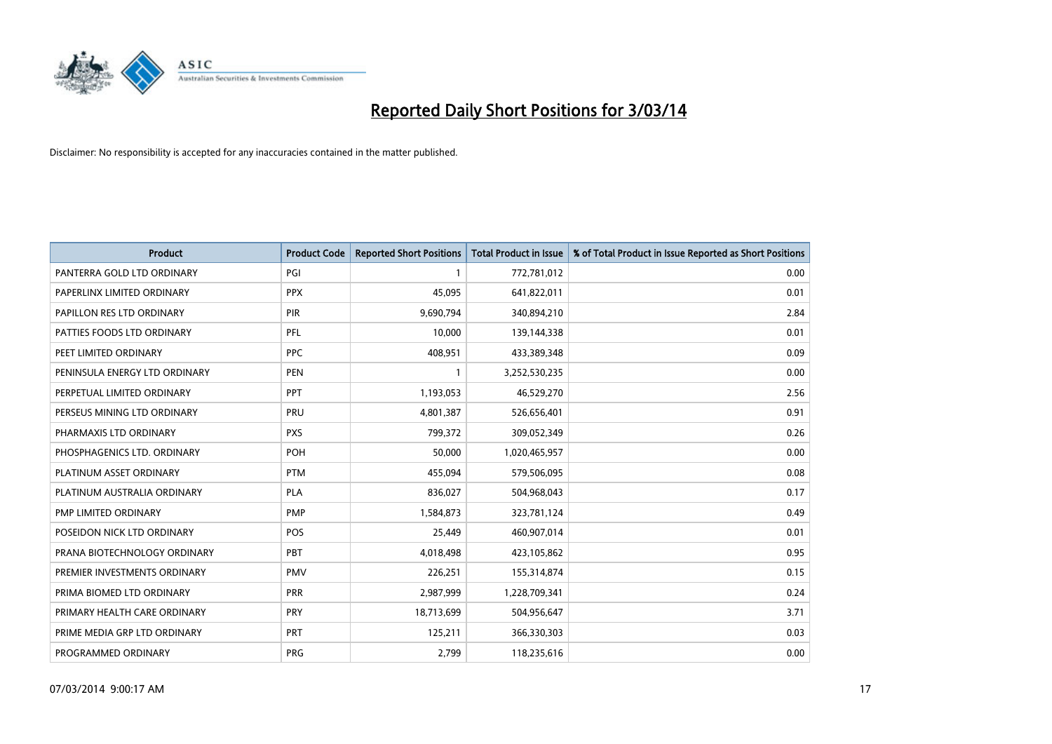# Reported Daily Short Positions for 3/03/14

Disclaimer: No responsibility is accepted for any inaccuracies contained in the matter published.

| Product | Product Code | Reported Short Positions | Total Product in Issue | % of Total Product in Issue Reported as Short Positions |
|---|---|---|---|---|
| PANTERRA GOLD LTD ORDINARY | PGI | 1 | 772,781,012 | 0.00 |
| PAPERLINX LIMITED ORDINARY | PPX | 45,095 | 641,822,011 | 0.01 |
| PAPILLON RES LTD ORDINARY | PIR | 9,690,794 | 340,894,210 | 2.84 |
| PATTIES FOODS LTD ORDINARY | PFL | 10,000 | 139,144,338 | 0.01 |
| PEET LIMITED ORDINARY | PPC | 408,951 | 433,389,348 | 0.09 |
| PENINSULA ENERGY LTD ORDINARY | PEN | 1 | 3,252,530,235 | 0.00 |
| PERPETUAL LIMITED ORDINARY | PPT | 1,193,053 | 46,529,270 | 2.56 |
| PERSEUS MINING LTD ORDINARY | PRU | 4,801,387 | 526,656,401 | 0.91 |
| PHARMAXIS LTD ORDINARY | PXS | 799,372 | 309,052,349 | 0.26 |
| PHOSPHAGENICS LTD. ORDINARY | POH | 50,000 | 1,020,465,957 | 0.00 |
| PLATINUM ASSET ORDINARY | PTM | 455,094 | 579,506,095 | 0.08 |
| PLATINUM AUSTRALIA ORDINARY | PLA | 836,027 | 504,968,043 | 0.17 |
| PMP LIMITED ORDINARY | PMP | 1,584,873 | 323,781,124 | 0.49 |
| POSEIDON NICK LTD ORDINARY | POS | 25,449 | 460,907,014 | 0.01 |
| PRANA BIOTECHNOLOGY ORDINARY | PBT | 4,018,498 | 423,105,862 | 0.95 |
| PREMIER INVESTMENTS ORDINARY | PMV | 226,251 | 155,314,874 | 0.15 |
| PRIMA BIOMED LTD ORDINARY | PRR | 2,987,999 | 1,228,709,341 | 0.24 |
| PRIMARY HEALTH CARE ORDINARY | PRY | 18,713,699 | 504,956,647 | 3.71 |
| PRIME MEDIA GRP LTD ORDINARY | PRT | 125,211 | 366,330,303 | 0.03 |
| PROGRAMMED ORDINARY | PRG | 2,799 | 118,235,616 | 0.00 |

07/03/2014 9:00:17 AM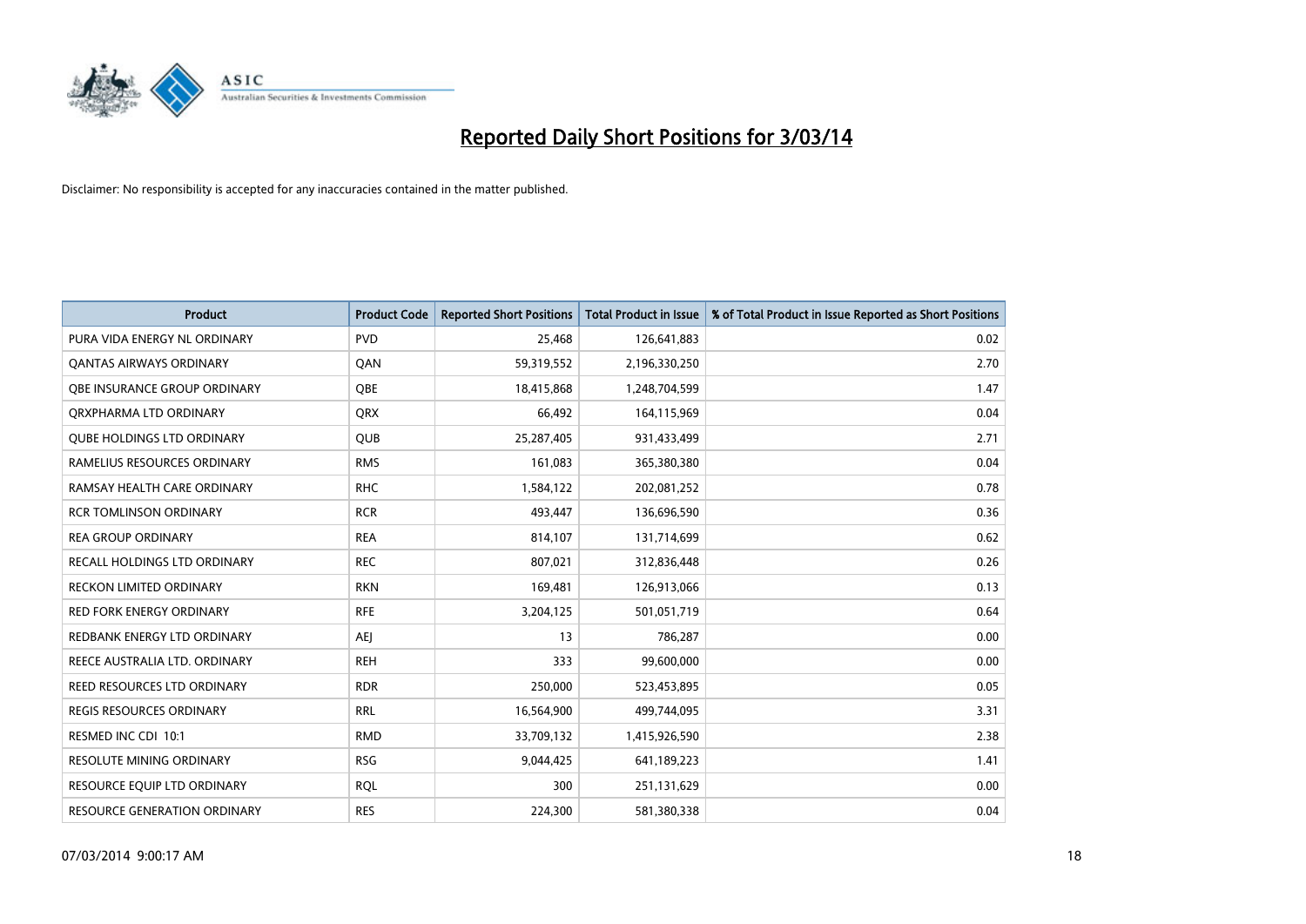# Reported Daily Short Positions for 3/03/14

Disclaimer: No responsibility is accepted for any inaccuracies contained in the matter published.

| Product | Product Code | Reported Short Positions | Total Product in Issue | % of Total Product in Issue Reported as Short Positions |
|---|---|---|---|---|
| PURA VIDA ENERGY NL ORDINARY | PVD | 25,468 | 126,641,883 | 0.02 |
| QANTAS AIRWAYS ORDINARY | QAN | 59,319,552 | 2,196,330,250 | 2.70 |
| QBE INSURANCE GROUP ORDINARY | QBE | 18,415,868 | 1,248,704,599 | 1.47 |
| QRXPHARMA LTD ORDINARY | QRX | 66,492 | 164,115,969 | 0.04 |
| QUBE HOLDINGS LTD ORDINARY | QUB | 25,287,405 | 931,433,499 | 2.71 |
| RAMELIUS RESOURCES ORDINARY | RMS | 161,083 | 365,380,380 | 0.04 |
| RAMSAY HEALTH CARE ORDINARY | RHC | 1,584,122 | 202,081,252 | 0.78 |
| RCR TOMLINSON ORDINARY | RCR | 493,447 | 136,696,590 | 0.36 |
| REA GROUP ORDINARY | REA | 814,107 | 131,714,699 | 0.62 |
| RECALL HOLDINGS LTD ORDINARY | REC | 807,021 | 312,836,448 | 0.26 |
| RECKON LIMITED ORDINARY | RKN | 169,481 | 126,913,066 | 0.13 |
| RED FORK ENERGY ORDINARY | RFE | 3,204,125 | 501,051,719 | 0.64 |
| REDBANK ENERGY LTD ORDINARY | AEJ | 13 | 786,287 | 0.00 |
| REECE AUSTRALIA LTD. ORDINARY | REH | 333 | 99,600,000 | 0.00 |
| REED RESOURCES LTD ORDINARY | RDR | 250,000 | 523,453,895 | 0.05 |
| REGIS RESOURCES ORDINARY | RRL | 16,564,900 | 499,744,095 | 3.31 |
| RESMED INC CDI 10:1 | RMD | 33,709,132 | 1,415,926,590 | 2.38 |
| RESOLUTE MINING ORDINARY | RSG | 9,044,425 | 641,189,223 | 1.41 |
| RESOURCE EQUIP LTD ORDINARY | RQL | 300 | 251,131,629 | 0.00 |
| RESOURCE GENERATION ORDINARY | RES | 224,300 | 581,380,338 | 0.04 |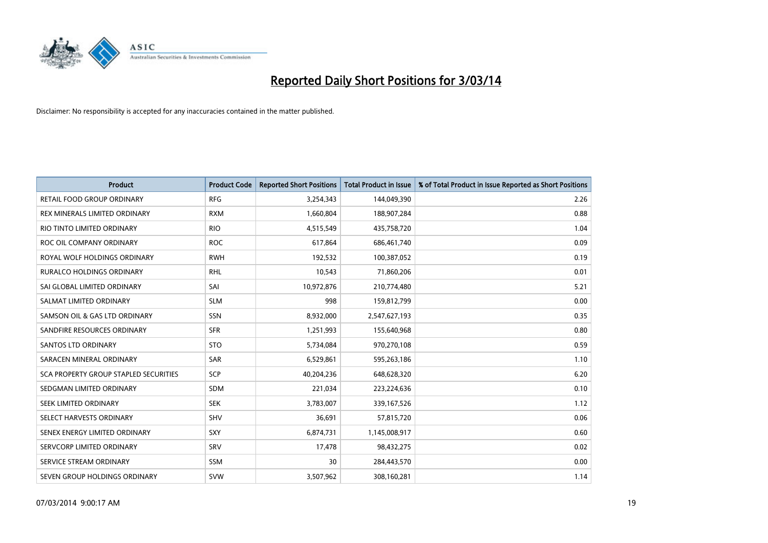# Reported Daily Short Positions for 3/03/14

Disclaimer: No responsibility is accepted for any inaccuracies contained in the matter published.

| Product | Product Code | Reported Short Positions | Total Product in Issue | % of Total Product in Issue Reported as Short Positions |
|---|---|---|---|---|
| RETAIL FOOD GROUP ORDINARY | RFG | 3,254,343 | 144,049,390 | 2.26 |
| REX MINERALS LIMITED ORDINARY | RXM | 1,660,804 | 188,907,284 | 0.88 |
| RIO TINTO LIMITED ORDINARY | RIO | 4,515,549 | 435,758,720 | 1.04 |
| ROC OIL COMPANY ORDINARY | ROC | 617,864 | 686,461,740 | 0.09 |
| ROYAL WOLF HOLDINGS ORDINARY | RWH | 192,532 | 100,387,052 | 0.19 |
| RURALCO HOLDINGS ORDINARY | RHL | 10,543 | 71,860,206 | 0.01 |
| SAI GLOBAL LIMITED ORDINARY | SAI | 10,972,876 | 210,774,480 | 5.21 |
| SALMAT LIMITED ORDINARY | SLM | 998 | 159,812,799 | 0.00 |
| SAMSON OIL & GAS LTD ORDINARY | SSN | 8,932,000 | 2,547,627,193 | 0.35 |
| SANDFIRE RESOURCES ORDINARY | SFR | 1,251,993 | 155,640,968 | 0.80 |
| SANTOS LTD ORDINARY | STO | 5,734,084 | 970,270,108 | 0.59 |
| SARACEN MINERAL ORDINARY | SAR | 6,529,861 | 595,263,186 | 1.10 |
| SCA PROPERTY GROUP STAPLED SECURITIES | SCP | 40,204,236 | 648,628,320 | 6.20 |
| SEDGMAN LIMITED ORDINARY | SDM | 221,034 | 223,224,636 | 0.10 |
| SEEK LIMITED ORDINARY | SEK | 3,783,007 | 339,167,526 | 1.12 |
| SELECT HARVESTS ORDINARY | SHV | 36,691 | 57,815,720 | 0.06 |
| SENEX ENERGY LIMITED ORDINARY | SXY | 6,874,731 | 1,145,008,917 | 0.60 |
| SERVCORP LIMITED ORDINARY | SRV | 17,478 | 98,432,275 | 0.02 |
| SERVICE STREAM ORDINARY | SSM | 30 | 284,443,570 | 0.00 |
| SEVEN GROUP HOLDINGS ORDINARY | SVW | 3,507,962 | 308,160,281 | 1.14 |

07/03/2014 9:00:17 AM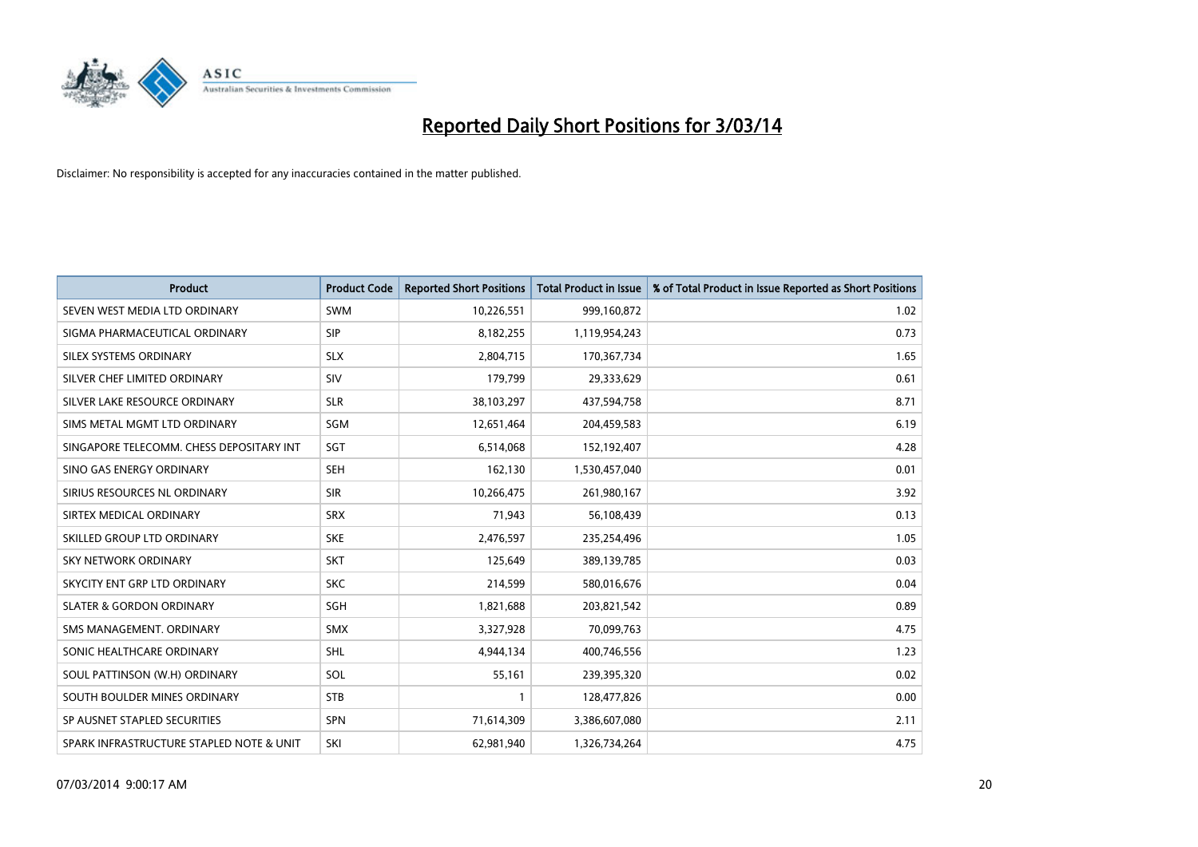# Reported Daily Short Positions for 3/03/14

Disclaimer: No responsibility is accepted for any inaccuracies contained in the matter published.

| Product | Product Code | Reported Short Positions | Total Product in Issue | % of Total Product in Issue Reported as Short Positions |
|---|---|---|---|---|
| SEVEN WEST MEDIA LTD ORDINARY | SWM | 10,226,551 | 999,160,872 | 1.02 |
| SIGMA PHARMACEUTICAL ORDINARY | SIP | 8,182,255 | 1,119,954,243 | 0.73 |
| SILEX SYSTEMS ORDINARY | SLX | 2,804,715 | 170,367,734 | 1.65 |
| SILVER CHEF LIMITED ORDINARY | SIV | 179,799 | 29,333,629 | 0.61 |
| SILVER LAKE RESOURCE ORDINARY | SLR | 38,103,297 | 437,594,758 | 8.71 |
| SIMS METAL MGMT LTD ORDINARY | SGM | 12,651,464 | 204,459,583 | 6.19 |
| SINGAPORE TELECOMM. CHESS DEPOSITARY INT | SGT | 6,514,068 | 152,192,407 | 4.28 |
| SINO GAS ENERGY ORDINARY | SEH | 162,130 | 1,530,457,040 | 0.01 |
| SIRIUS RESOURCES NL ORDINARY | SIR | 10,266,475 | 261,980,167 | 3.92 |
| SIRTEX MEDICAL ORDINARY | SRX | 71,943 | 56,108,439 | 0.13 |
| SKILLED GROUP LTD ORDINARY | SKE | 2,476,597 | 235,254,496 | 1.05 |
| SKY NETWORK ORDINARY | SKT | 125,649 | 389,139,785 | 0.03 |
| SKYCITY ENT GRP LTD ORDINARY | SKC | 214,599 | 580,016,676 | 0.04 |
| SLATER & GORDON ORDINARY | SGH | 1,821,688 | 203,821,542 | 0.89 |
| SMS MANAGEMENT. ORDINARY | SMX | 3,327,928 | 70,099,763 | 4.75 |
| SONIC HEALTHCARE ORDINARY | SHL | 4,944,134 | 400,746,556 | 1.23 |
| SOUL PATTINSON (W.H) ORDINARY | SOL | 55,161 | 239,395,320 | 0.02 |
| SOUTH BOULDER MINES ORDINARY | STB | 1 | 128,477,826 | 0.00 |
| SP AUSNET STAPLED SECURITIES | SPN | 71,614,309 | 3,386,607,080 | 2.11 |
| SPARK INFRASTRUCTURE STAPLED NOTE & UNIT | SKI | 62,981,940 | 1,326,734,264 | 4.75 |

07/03/2014 9:00:17 AM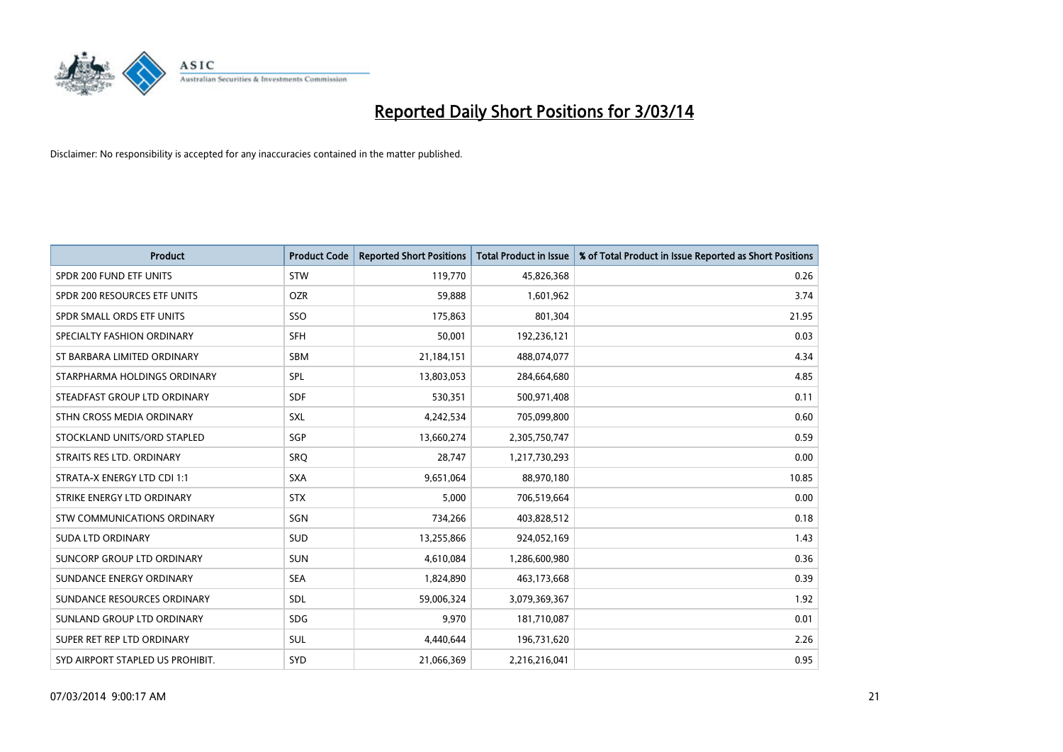# Reported Daily Short Positions for 3/03/14

Disclaimer: No responsibility is accepted for any inaccuracies contained in the matter published.

| Product | Product Code | Reported Short Positions | Total Product in Issue | % of Total Product in Issue Reported as Short Positions |
|---|---|---|---|---|
| SPDR 200 FUND ETF UNITS | STW | 119,770 | 45,826,368 | 0.26 |
| SPDR 200 RESOURCES ETF UNITS | OZR | 59,888 | 1,601,962 | 3.74 |
| SPDR SMALL ORDS ETF UNITS | SSO | 175,863 | 801,304 | 21.95 |
| SPECIALTY FASHION ORDINARY | SFH | 50,001 | 192,236,121 | 0.03 |
| ST BARBARA LIMITED ORDINARY | SBM | 21,184,151 | 488,074,077 | 4.34 |
| STARPHARMA HOLDINGS ORDINARY | SPL | 13,803,053 | 284,664,680 | 4.85 |
| STEADFAST GROUP LTD ORDINARY | SDF | 530,351 | 500,971,408 | 0.11 |
| STHN CROSS MEDIA ORDINARY | SXL | 4,242,534 | 705,099,800 | 0.60 |
| STOCKLAND UNITS/ORD STAPLED | SGP | 13,660,274 | 2,305,750,747 | 0.59 |
| STRAITS RES LTD. ORDINARY | SRQ | 28,747 | 1,217,730,293 | 0.00 |
| STRATA-X ENERGY LTD CDI 1:1 | SXA | 9,651,064 | 88,970,180 | 10.85 |
| STRIKE ENERGY LTD ORDINARY | STX | 5,000 | 706,519,664 | 0.00 |
| STW COMMUNICATIONS ORDINARY | SGN | 734,266 | 403,828,512 | 0.18 |
| SUDA LTD ORDINARY | SUD | 13,255,866 | 924,052,169 | 1.43 |
| SUNCORP GROUP LTD ORDINARY | SUN | 4,610,084 | 1,286,600,980 | 0.36 |
| SUNDANCE ENERGY ORDINARY | SEA | 1,824,890 | 463,173,668 | 0.39 |
| SUNDANCE RESOURCES ORDINARY | SDL | 59,006,324 | 3,079,369,367 | 1.92 |
| SUNLAND GROUP LTD ORDINARY | SDG | 9,970 | 181,710,087 | 0.01 |
| SUPER RET REP LTD ORDINARY | SUL | 4,440,644 | 196,731,620 | 2.26 |
| SYD AIRPORT STAPLED US PROHIBIT. | SYD | 21,066,369 | 2,216,216,041 | 0.95 |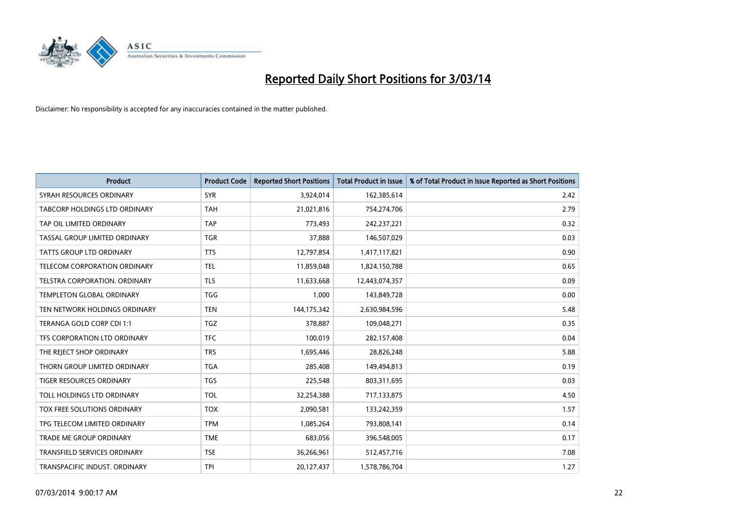# Reported Daily Short Positions for 3/03/14

Disclaimer: No responsibility is accepted for any inaccuracies contained in the matter published.

| Product | Product Code | Reported Short Positions | Total Product in Issue | % of Total Product in Issue Reported as Short Positions |
|---|---|---|---|---|
| SYRAH RESOURCES ORDINARY | SYR | 3,924,014 | 162,385,614 | 2.42 |
| TABCORP HOLDINGS LTD ORDINARY | TAH | 21,021,816 | 754,274,706 | 2.79 |
| TAP OIL LIMITED ORDINARY | TAP | 773,493 | 242,237,221 | 0.32 |
| TASSAL GROUP LIMITED ORDINARY | TGR | 37,888 | 146,507,029 | 0.03 |
| TATTS GROUP LTD ORDINARY | TTS | 12,797,854 | 1,417,117,821 | 0.90 |
| TELECOM CORPORATION ORDINARY | TEL | 11,859,048 | 1,824,150,788 | 0.65 |
| TELSTRA CORPORATION. ORDINARY | TLS | 11,633,668 | 12,443,074,357 | 0.09 |
| TEMPLETON GLOBAL ORDINARY | TGG | 1,000 | 143,849,728 | 0.00 |
| TEN NETWORK HOLDINGS ORDINARY | TEN | 144,175,342 | 2,630,984,596 | 5.48 |
| TERANGA GOLD CORP CDI 1:1 | TGZ | 378,887 | 109,048,271 | 0.35 |
| TFS CORPORATION LTD ORDINARY | TFC | 100,019 | 282,157,408 | 0.04 |
| THE REJECT SHOP ORDINARY | TRS | 1,695,446 | 28,826,248 | 5.88 |
| THORN GROUP LIMITED ORDINARY | TGA | 285,408 | 149,494,813 | 0.19 |
| TIGER RESOURCES ORDINARY | TGS | 225,548 | 803,311,695 | 0.03 |
| TOLL HOLDINGS LTD ORDINARY | TOL | 32,254,388 | 717,133,875 | 4.50 |
| TOX FREE SOLUTIONS ORDINARY | TOX | 2,090,581 | 133,242,359 | 1.57 |
| TPG TELECOM LIMITED ORDINARY | TPM | 1,085,264 | 793,808,141 | 0.14 |
| TRADE ME GROUP ORDINARY | TME | 683,056 | 396,548,005 | 0.17 |
| TRANSFIELD SERVICES ORDINARY | TSE | 36,266,961 | 512,457,716 | 7.08 |
| TRANSPACIFIC INDUST. ORDINARY | TPI | 20,127,437 | 1,578,786,704 | 1.27 |

07/03/2014 9:00:17 AM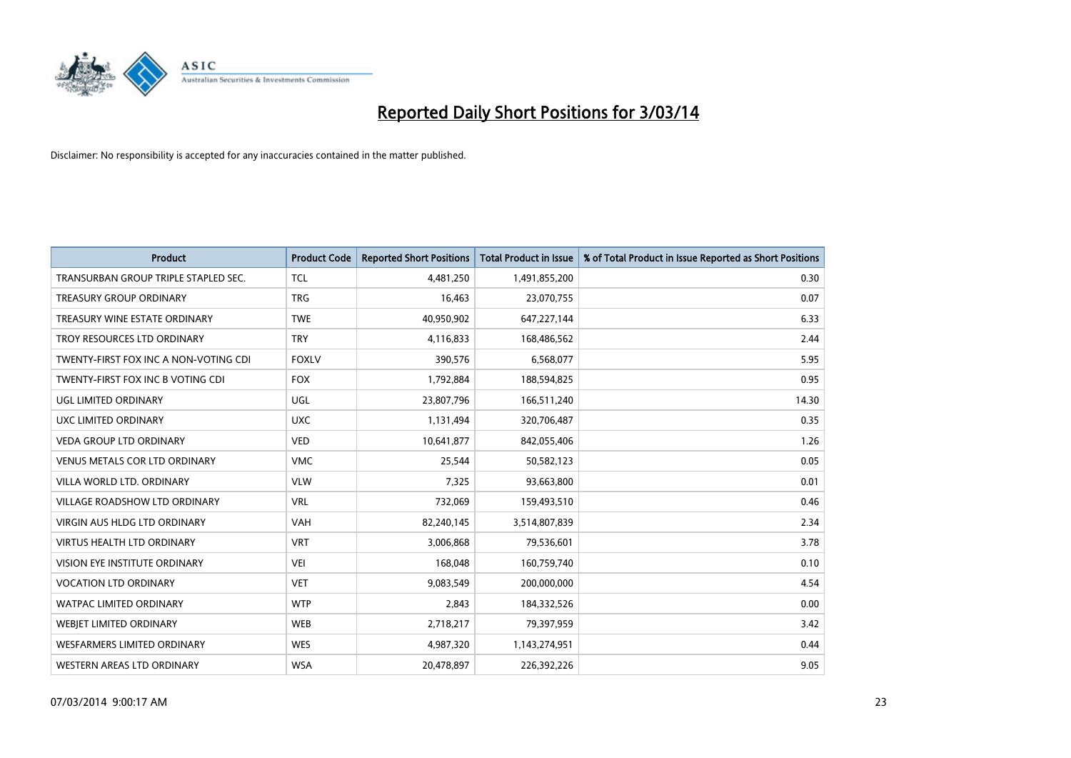# Reported Daily Short Positions for 3/03/14

Disclaimer: No responsibility is accepted for any inaccuracies contained in the matter published.

| Product | Product Code | Reported Short Positions | Total Product in Issue | % of Total Product in Issue Reported as Short Positions |
|---|---|---|---|---|
| TRANSURBAN GROUP TRIPLE STAPLED SEC. | TCL | 4,481,250 | 1,491,855,200 | 0.30 |
| TREASURY GROUP ORDINARY | TRG | 16,463 | 23,070,755 | 0.07 |
| TREASURY WINE ESTATE ORDINARY | TWE | 40,950,902 | 647,227,144 | 6.33 |
| TROY RESOURCES LTD ORDINARY | TRY | 4,116,833 | 168,486,562 | 2.44 |
| TWENTY-FIRST FOX INC A NON-VOTING CDI | FOXLV | 390,576 | 6,568,077 | 5.95 |
| TWENTY-FIRST FOX INC B VOTING CDI | FOX | 1,792,884 | 188,594,825 | 0.95 |
| UGL LIMITED ORDINARY | UGL | 23,807,796 | 166,511,240 | 14.30 |
| UXC LIMITED ORDINARY | UXC | 1,131,494 | 320,706,487 | 0.35 |
| VEDA GROUP LTD ORDINARY | VED | 10,641,877 | 842,055,406 | 1.26 |
| VENUS METALS COR LTD ORDINARY | VMC | 25,544 | 50,582,123 | 0.05 |
| VILLA WORLD LTD. ORDINARY | VLW | 7,325 | 93,663,800 | 0.01 |
| VILLAGE ROADSHOW LTD ORDINARY | VRL | 732,069 | 159,493,510 | 0.46 |
| VIRGIN AUS HLDG LTD ORDINARY | VAH | 82,240,145 | 3,514,807,839 | 2.34 |
| VIRTUS HEALTH LTD ORDINARY | VRT | 3,006,868 | 79,536,601 | 3.78 |
| VISION EYE INSTITUTE ORDINARY | VEI | 168,048 | 160,759,740 | 0.10 |
| VOCATION LTD ORDINARY | VET | 9,083,549 | 200,000,000 | 4.54 |
| WATPAC LIMITED ORDINARY | WTP | 2,843 | 184,332,526 | 0.00 |
| WEBJET LIMITED ORDINARY | WEB | 2,718,217 | 79,397,959 | 3.42 |
| WESFARMERS LIMITED ORDINARY | WES | 4,987,320 | 1,143,274,951 | 0.44 |
| WESTERN AREAS LTD ORDINARY | WSA | 20,478,897 | 226,392,226 | 9.05 |

07/03/2014 9:00:17 AM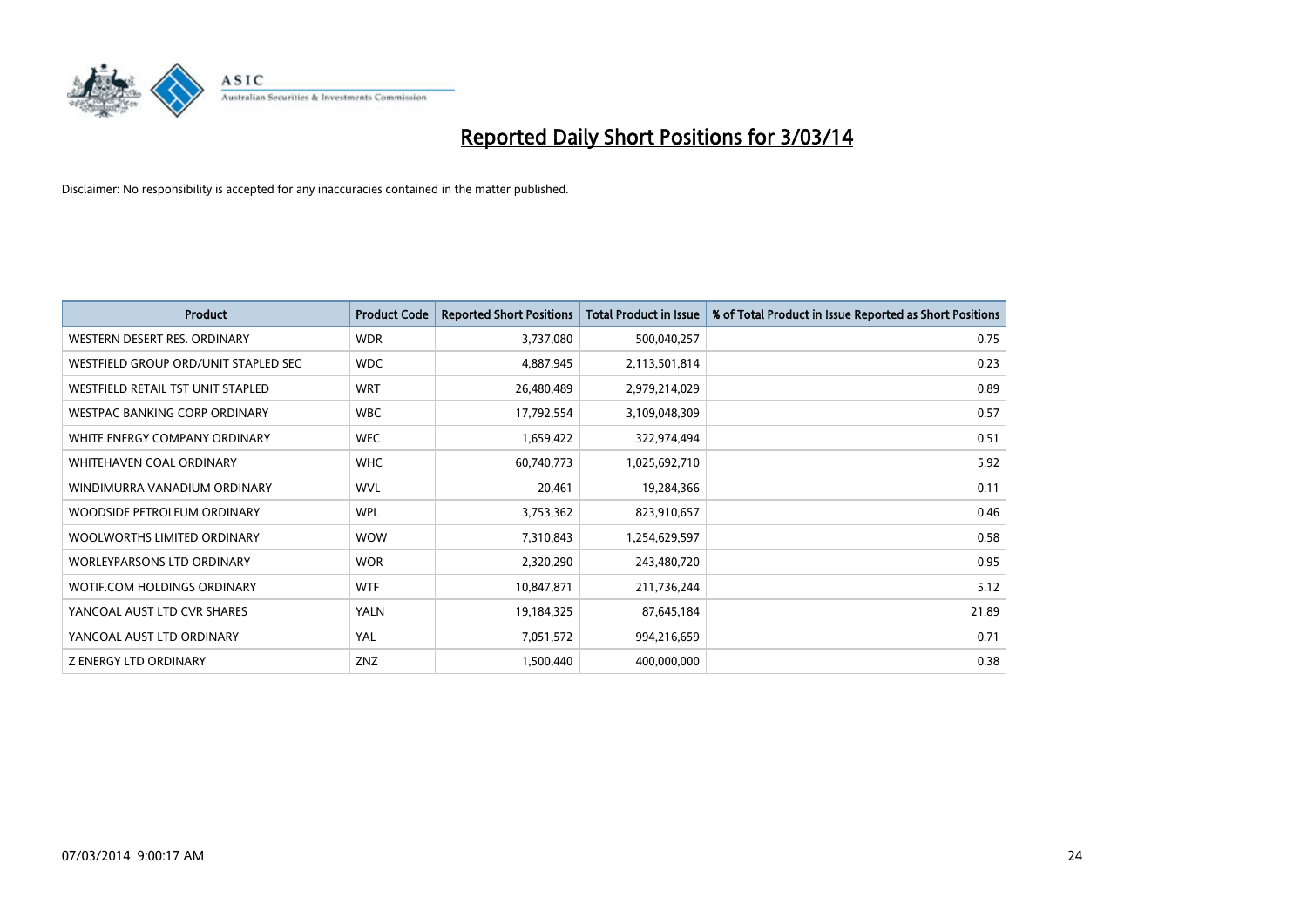# Reported Daily Short Positions for 3/03/14

Disclaimer: No responsibility is accepted for any inaccuracies contained in the matter published.

| Product | Product Code | Reported Short Positions | Total Product in Issue | % of Total Product in Issue Reported as Short Positions |
|---|---|---|---|---|
| WESTERN DESERT RES. ORDINARY | WDR | 3,737,080 | 500,040,257 | 0.75 |
| WESTFIELD GROUP ORD/UNIT STAPLED SEC | WDC | 4,887,945 | 2,113,501,814 | 0.23 |
| WESTFIELD RETAIL TST UNIT STAPLED | WRT | 26,480,489 | 2,979,214,029 | 0.89 |
| WESTPAC BANKING CORP ORDINARY | WBC | 17,792,554 | 3,109,048,309 | 0.57 |
| WHITE ENERGY COMPANY ORDINARY | WEC | 1,659,422 | 322,974,494 | 0.51 |
| WHITEHAVEN COAL ORDINARY | WHC | 60,740,773 | 1,025,692,710 | 5.92 |
| WINDIMURRA VANADIUM ORDINARY | WVL | 20,461 | 19,284,366 | 0.11 |
| WOODSIDE PETROLEUM ORDINARY | WPL | 3,753,362 | 823,910,657 | 0.46 |
| WOOLWORTHS LIMITED ORDINARY | WOW | 7,310,843 | 1,254,629,597 | 0.58 |
| WORLEYPARSONS LTD ORDINARY | WOR | 2,320,290 | 243,480,720 | 0.95 |
| WOTIF.COM HOLDINGS ORDINARY | WTF | 10,847,871 | 211,736,244 | 5.12 |
| YANCOAL AUST LTD CVR SHARES | YALN | 19,184,325 | 87,645,184 | 21.89 |
| YANCOAL AUST LTD ORDINARY | YAL | 7,051,572 | 994,216,659 | 0.71 |
| Z ENERGY LTD ORDINARY | ZNZ | 1,500,440 | 400,000,000 | 0.38 |